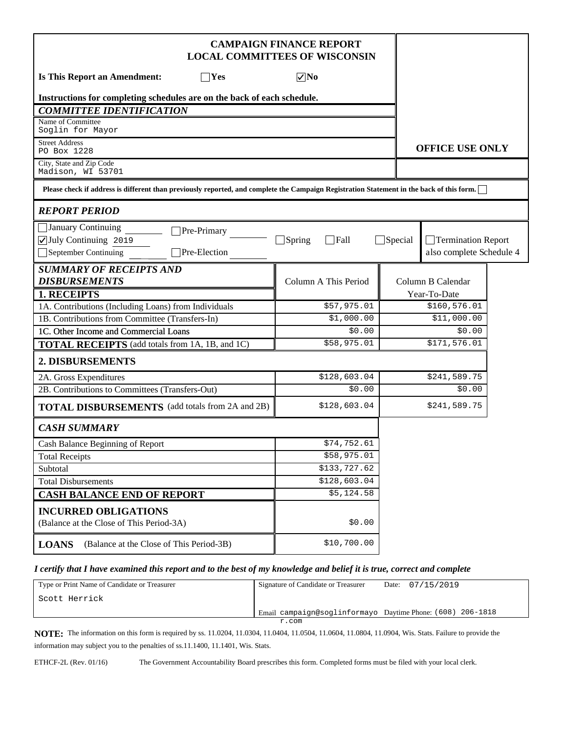# CAMPAIGN FINANCE REPORT
## LOCAL COMMITTEES OF WISCONSIN

**OFFICE USE ONLY**

**Is This Report an Amendment:** ☐ Yes ☑ No

**Instructions for completing schedules are on the back of each schedule.**

### *COMMITTEE IDENTIFICATION*

Name of Committee
Soglin for Mayor

Street Address
PO Box 1228

City, State and Zip Code
Madison, WI 53701

**Please check if address is different than previously reported, and complete the Campaign Registration Statement in the back of this form.** ☐

### *REPORT PERIOD*

☐ January Continuing ☐ Pre-Primary ☐ Spring ☐ Fall ☐ Special ☐ Termination Report also complete Schedule 4

☑ July Continuing 2019

☐ September Continuing ☐ Pre-Election

### *SUMMARY OF RECEIPTS AND DISBURSEMENTS*

| | Column A This Period | Column B Calendar Year-To-Date |
|---|---|---|
| **1. RECEIPTS** | | |
| 1A. Contributions (Including Loans) from Individuals | $57,975.01 | $160,576.01 |
| 1B. Contributions from Committee (Transfers-In) | $1,000.00 | $11,000.00 |
| 1C. Other Income and Commercial Loans | $0.00 | $0.00 |
| **TOTAL RECEIPTS** (add totals from 1A, 1B, and 1C) | $58,975.01 | $171,576.01 |
| **2. DISBURSEMENTS** | | |
| 2A. Gross Expenditures | $128,603.04 | $241,589.75 |
| 2B. Contributions to Committees (Transfers-Out) | $0.00 | $0.00 |
| **TOTAL DISBURSEMENTS** (add totals from 2A and 2B) | $128,603.04 | $241,589.75 |

### *CASH SUMMARY*

| | |
|---|---|
| Cash Balance Beginning of Report | $74,752.61 |
| Total Receipts | $58,975.01 |
| Subtotal | $133,727.62 |
| Total Disbursements | $128,603.04 |
| **CASH BALANCE END OF REPORT** | $5,124.58 |
| **INCURRED OBLIGATIONS** (Balance at the Close of This Period-3A) | $0.00 |
| **LOANS** (Balance at the Close of This Period-3B) | $10,700.00 |

***I certify that I have examined this report and to the best of my knowledge and belief it is true, correct and complete***

| Type or Print Name of Candidate or Treasurer | Signature of Candidate or Treasurer | Date: 07/15/2019 |
|---|---|---|
| Scott Herrick | Email campaign@soglinformayor.com | Daytime Phone: (608) 206-1818 |

**NOTE:** The information on this form is required by ss. 11.0204, 11.0304, 11.0404, 11.0504, 11.0604, 11.0804, 11.0904, Wis. Stats. Failure to provide the information may subject you to the penalties of ss.11.1400, 11.1401, Wis. Stats.

ETHCF-2L (Rev. 01/16) The Government Accountability Board prescribes this form. Completed forms must be filed with your local clerk.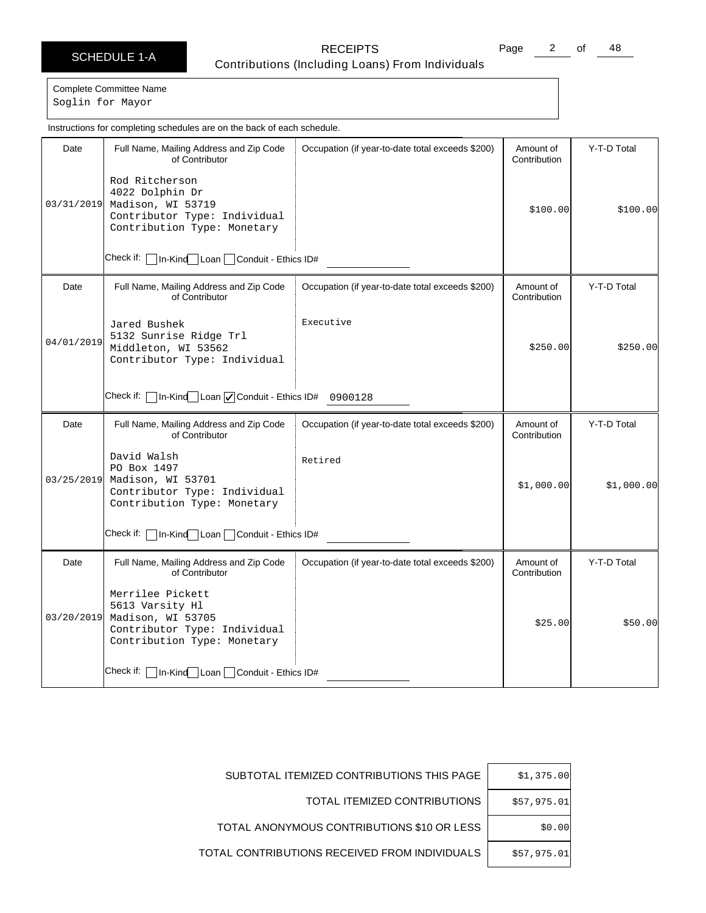# SCHEDULE 1-A

## RECEIPTS
### Contributions (Including Loans) From Individuals

Complete Committee Name
Soglin for Mayor

Instructions for completing schedules are on the back of each schedule.

| Date | Full Name, Mailing Address and Zip Code of Contributor | Occupation (if year-to-date total exceeds $200) | Amount of Contribution | Y-T-D Total |
|---|---|---|---|---|
| 03/31/2019 | Rod Ritcherson<br>4022 Dolphin Dr<br>Madison, WI 53719<br>Contributor Type: Individual<br>Contribution Type: Monetary<br>Check if: ☐ In-Kind ☐ Loan ☐ Conduit - Ethics ID# | | $100.00 | $100.00 |
| 04/01/2019 | Jared Bushek<br>5132 Sunrise Ridge Trl<br>Middleton, WI 53562<br>Contributor Type: Individual<br>Check if: ☐ In-Kind ☐ Loan ☑ Conduit - Ethics ID# 0900128 | Executive | $250.00 | $250.00 |
| 03/25/2019 | David Walsh<br>PO Box 1497<br>Madison, WI 53701<br>Contributor Type: Individual<br>Contribution Type: Monetary<br>Check if: ☐ In-Kind ☐ Loan ☐ Conduit - Ethics ID# | Retired | $1,000.00 | $1,000.00 |
| 03/20/2019 | Merrilee Pickett<br>5613 Varsity Hl<br>Madison, WI 53705<br>Contributor Type: Individual<br>Contribution Type: Monetary<br>Check if: ☐ In-Kind ☐ Loan ☐ Conduit - Ethics ID# | | $25.00 | $50.00 |

| | |
|---|---|
| SUBTOTAL ITEMIZED CONTRIBUTIONS THIS PAGE | $1,375.00 |
| TOTAL ITEMIZED CONTRIBUTIONS | $57,975.01 |
| TOTAL ANONYMOUS CONTRIBUTIONS $10 OR LESS | $0.00 |
| TOTAL CONTRIBUTIONS RECEIVED FROM INDIVIDUALS | $57,975.01 |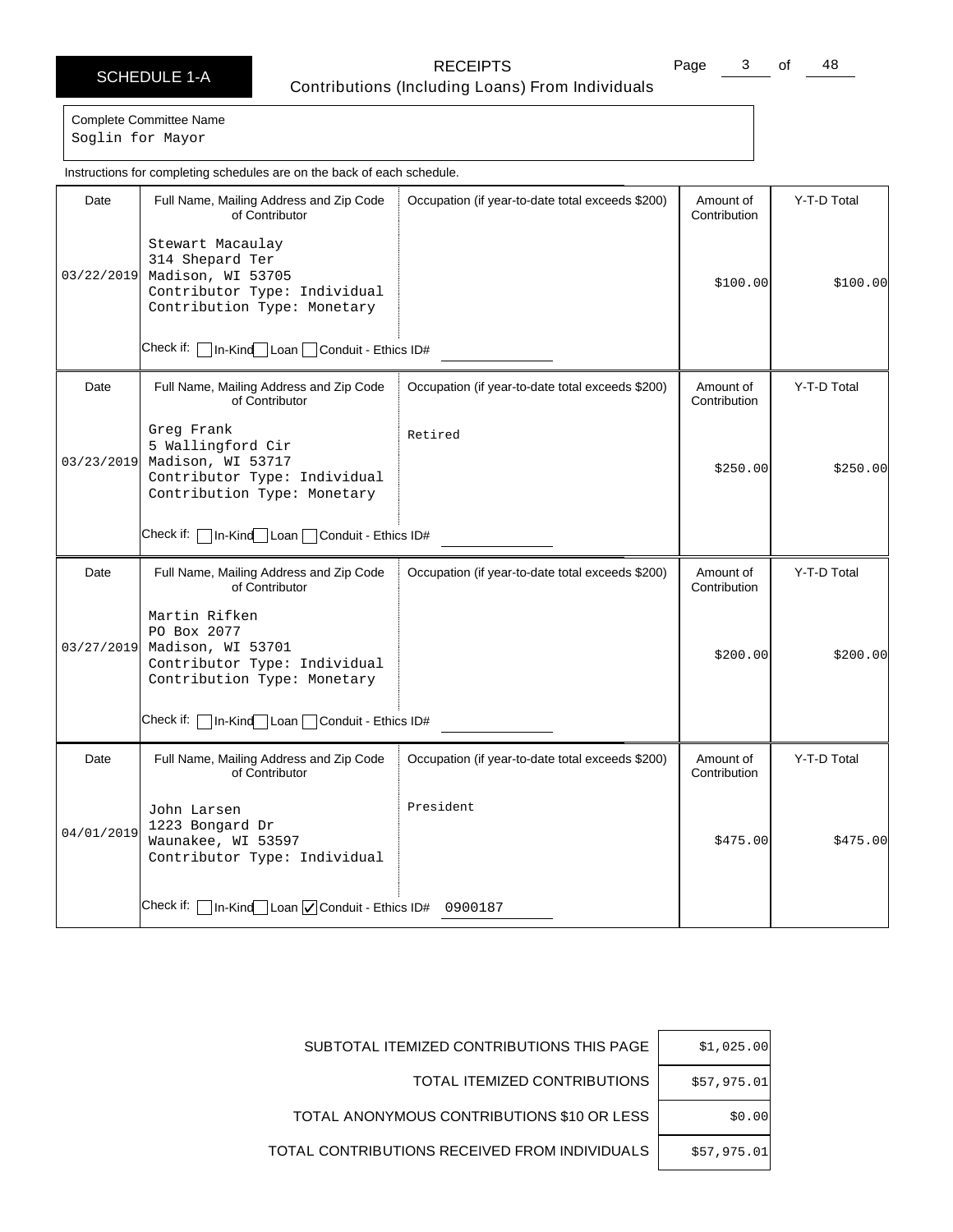# SCHEDULE 1-A

## RECEIPTS
### Contributions (Including Loans) From Individuals

Complete Committee Name
Soglin for Mayor

Instructions for completing schedules are on the back of each schedule.

| Date | Full Name, Mailing Address and Zip Code of Contributor | Occupation (if year-to-date total exceeds $200) | Amount of Contribution | Y-T-D Total |
|---|---|---|---|---|
| 03/22/2019 | Stewart Macaulay<br>314 Shepard Ter<br>Madison, WI 53705<br>Contributor Type: Individual<br>Contribution Type: Monetary<br>Check if: ☐ In-Kind ☐ Loan ☐ Conduit - Ethics ID# | | $100.00 | $100.00 |
| 03/23/2019 | Greg Frank<br>5 Wallingford Cir<br>Madison, WI 53717<br>Contributor Type: Individual<br>Contribution Type: Monetary<br>Check if: ☐ In-Kind ☐ Loan ☐ Conduit - Ethics ID# | Retired | $250.00 | $250.00 |
| 03/27/2019 | Martin Rifken<br>PO Box 2077<br>Madison, WI 53701<br>Contributor Type: Individual<br>Contribution Type: Monetary<br>Check if: ☐ In-Kind ☐ Loan ☐ Conduit - Ethics ID# | | $200.00 | $200.00 |
| 04/01/2019 | John Larsen<br>1223 Bongard Dr<br>Waunakee, WI 53597<br>Contributor Type: Individual<br>Check if: ☐ In-Kind ☐ Loan ☑ Conduit - Ethics ID# 0900187 | President | $475.00 | $475.00 |

| | |
|---|---|
| SUBTOTAL ITEMIZED CONTRIBUTIONS THIS PAGE | $1,025.00 |
| TOTAL ITEMIZED CONTRIBUTIONS | $57,975.01 |
| TOTAL ANONYMOUS CONTRIBUTIONS $10 OR LESS | $0.00 |
| TOTAL CONTRIBUTIONS RECEIVED FROM INDIVIDUALS | $57,975.01 |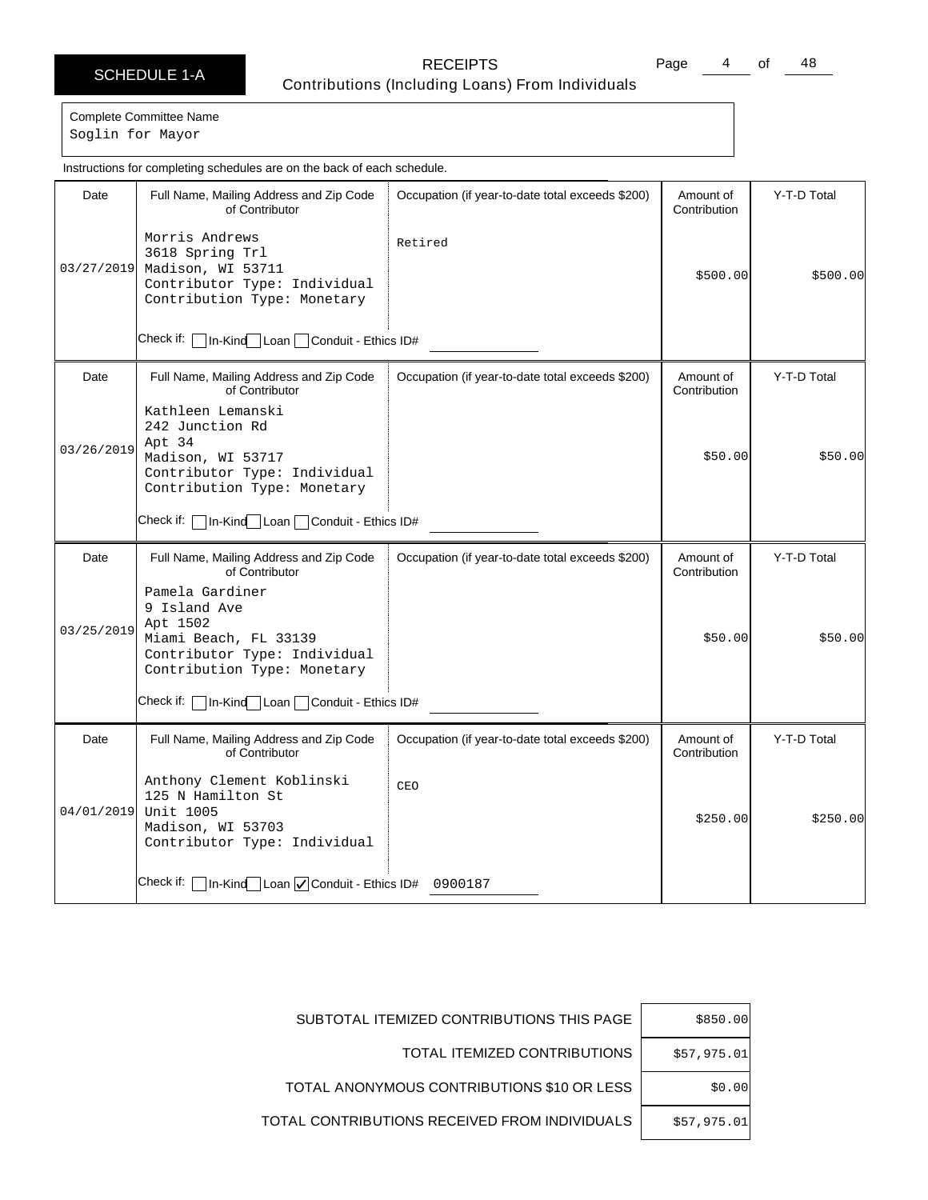SCHEDULE 1-A

# RECEIPTS

## Contributions (Including Loans) From Individuals

Complete Committee Name
Soglin for Mayor

Instructions for completing schedules are on the back of each schedule.

| Date | Full Name, Mailing Address and Zip Code of Contributor | Occupation (if year-to-date total exceeds $200) | Amount of Contribution | Y-T-D Total |
|---|---|---|---|---|
| 03/27/2019 | Morris Andrews<br>3618 Spring Trl<br>Madison, WI 53711<br>Contributor Type: Individual<br>Contribution Type: Monetary<br>Check if: ☐ In-Kind ☐ Loan ☐ Conduit - Ethics ID# | Retired | $500.00 | $500.00 |
| 03/26/2019 | Kathleen Lemanski<br>242 Junction Rd<br>Apt 34<br>Madison, WI 53717<br>Contributor Type: Individual<br>Contribution Type: Monetary<br>Check if: ☐ In-Kind ☐ Loan ☐ Conduit - Ethics ID# | | $50.00 | $50.00 |
| 03/25/2019 | Pamela Gardiner<br>9 Island Ave<br>Apt 1502<br>Miami Beach, FL 33139<br>Contributor Type: Individual<br>Contribution Type: Monetary<br>Check if: ☐ In-Kind ☐ Loan ☐ Conduit - Ethics ID# | | $50.00 | $50.00 |
| 04/01/2019 | Anthony Clement Koblinski<br>125 N Hamilton St<br>Unit 1005<br>Madison, WI 53703<br>Contributor Type: Individual<br>Check if: ☐ In-Kind ☐ Loan ☑ Conduit - Ethics ID# 0900187 | CEO | $250.00 | $250.00 |

| | |
|---|---|
| SUBTOTAL ITEMIZED CONTRIBUTIONS THIS PAGE | $850.00 |
| TOTAL ITEMIZED CONTRIBUTIONS | $57,975.01 |
| TOTAL ANONYMOUS CONTRIBUTIONS $10 OR LESS | $0.00 |
| TOTAL CONTRIBUTIONS RECEIVED FROM INDIVIDUALS | $57,975.01 |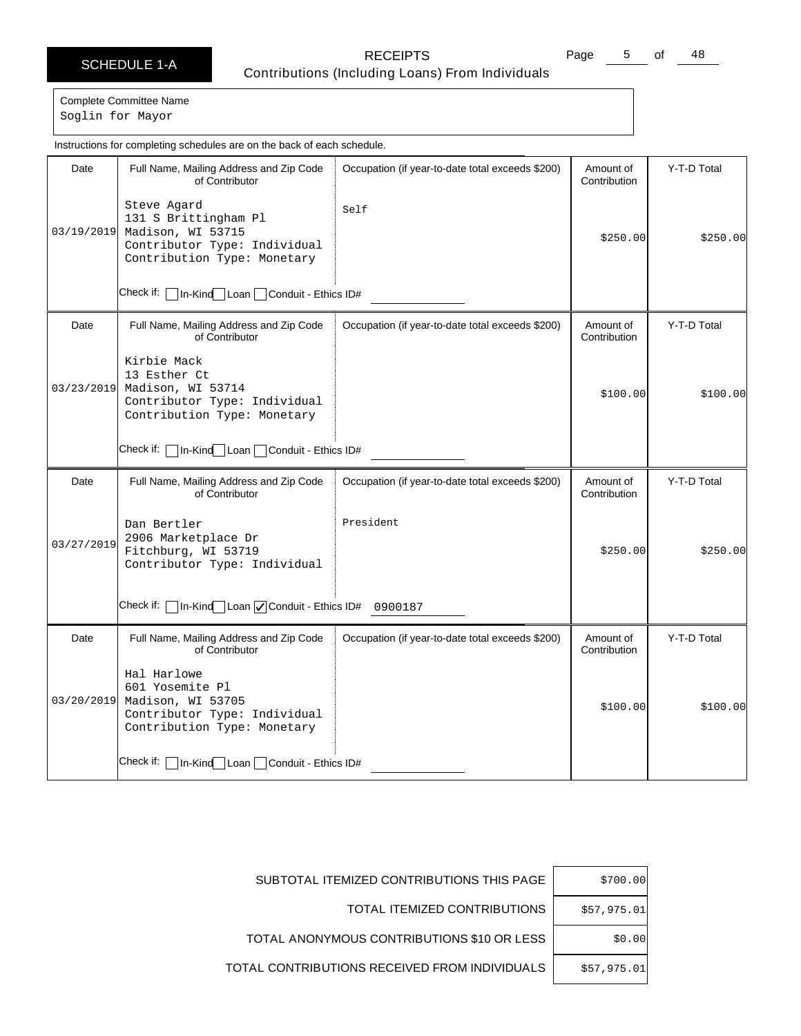SCHEDULE 1-A

# RECEIPTS

## Contributions (Including Loans) From Individuals

Complete Committee Name
Soglin for Mayor

Instructions for completing schedules are on the back of each schedule.

| Date | Full Name, Mailing Address and Zip Code of Contributor | Occupation (if year-to-date total exceeds $200) | Amount of Contribution | Y-T-D Total |
|---|---|---|---|---|
| 03/19/2019 | Steve Agard<br>131 S Brittingham Pl<br>Madison, WI 53715<br>Contributor Type: Individual<br>Contribution Type: Monetary<br>Check if: ☐ In-Kind ☐ Loan ☐ Conduit - Ethics ID# | Self | $250.00 | $250.00 |
| 03/23/2019 | Kirbie Mack<br>13 Esther Ct<br>Madison, WI 53714<br>Contributor Type: Individual<br>Contribution Type: Monetary<br>Check if: ☐ In-Kind ☐ Loan ☐ Conduit - Ethics ID# | | $100.00 | $100.00 |
| 03/27/2019 | Dan Bertler<br>2906 Marketplace Dr<br>Fitchburg, WI 53719<br>Contributor Type: Individual<br>Check if: ☐ In-Kind ☐ Loan ☑ Conduit - Ethics ID# 0900187 | President | $250.00 | $250.00 |
| 03/20/2019 | Hal Harlowe<br>601 Yosemite Pl<br>Madison, WI 53705<br>Contributor Type: Individual<br>Contribution Type: Monetary<br>Check if: ☐ In-Kind ☐ Loan ☐ Conduit - Ethics ID# | | $100.00 | $100.00 |

| | |
|---|---|
| SUBTOTAL ITEMIZED CONTRIBUTIONS THIS PAGE | $700.00 |
| TOTAL ITEMIZED CONTRIBUTIONS | $57,975.01 |
| TOTAL ANONYMOUS CONTRIBUTIONS $10 OR LESS | $0.00 |
| TOTAL CONTRIBUTIONS RECEIVED FROM INDIVIDUALS | $57,975.01 |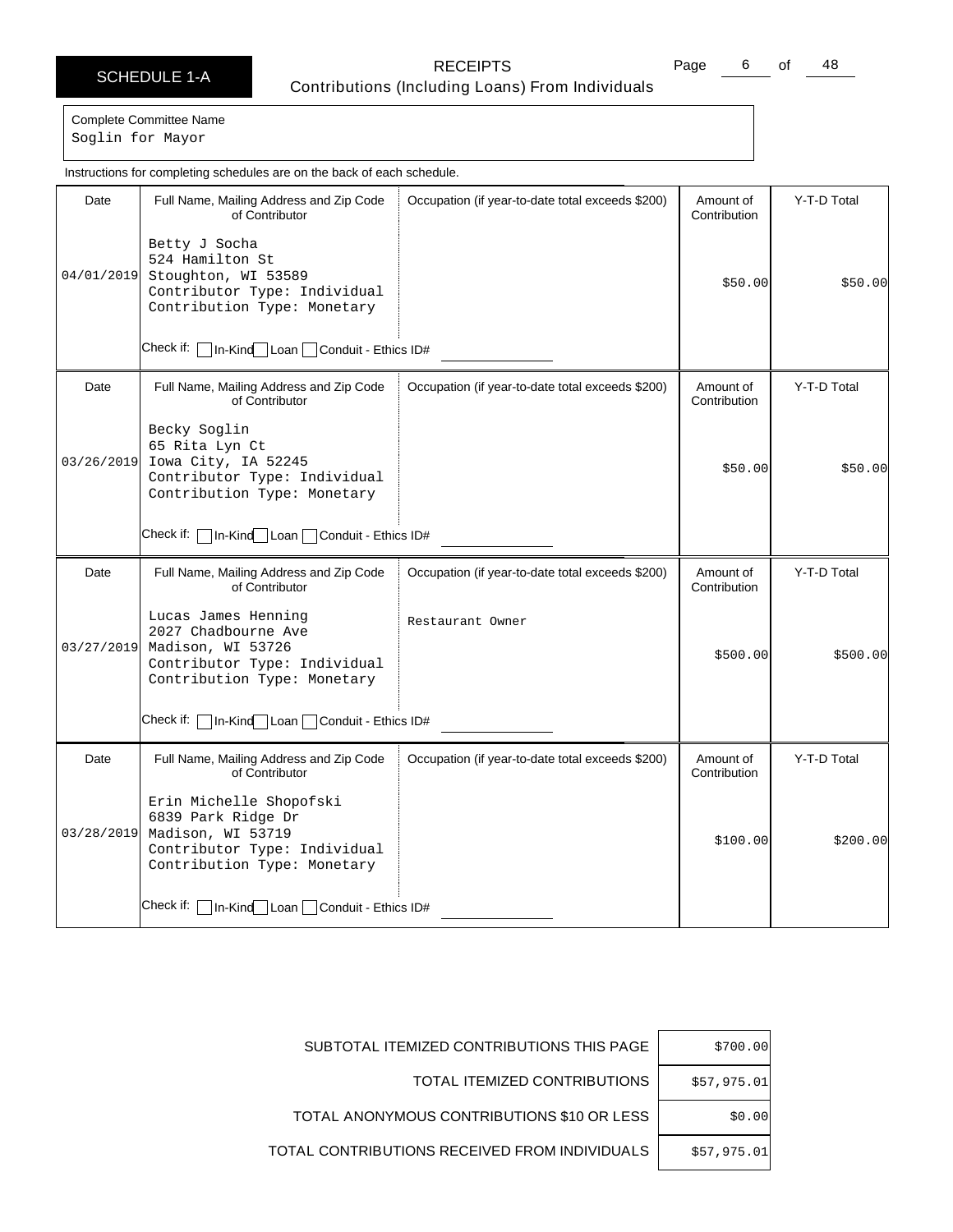# SCHEDULE 1-A

## RECEIPTS
### Contributions (Including Loans) From Individuals

Complete Committee Name
Soglin for Mayor

Instructions for completing schedules are on the back of each schedule.

| Date | Full Name, Mailing Address and Zip Code of Contributor | Occupation (if year-to-date total exceeds $200) | Amount of Contribution | Y-T-D Total |
|---|---|---|---|---|
| 04/01/2019 | Betty J Socha<br>524 Hamilton St<br>Stoughton, WI 53589<br>Contributor Type: Individual<br>Contribution Type: Monetary<br>Check if: ☐ In-Kind ☐ Loan ☐ Conduit - Ethics ID# | | $50.00 | $50.00 |
| 03/26/2019 | Becky Soglin<br>65 Rita Lyn Ct<br>Iowa City, IA 52245<br>Contributor Type: Individual<br>Contribution Type: Monetary<br>Check if: ☐ In-Kind ☐ Loan ☐ Conduit - Ethics ID# | | $50.00 | $50.00 |
| 03/27/2019 | Lucas James Henning<br>2027 Chadbourne Ave<br>Madison, WI 53726<br>Contributor Type: Individual<br>Contribution Type: Monetary<br>Check if: ☐ In-Kind ☐ Loan ☐ Conduit - Ethics ID# | Restaurant Owner | $500.00 | $500.00 |
| 03/28/2019 | Erin Michelle Shopofski<br>6839 Park Ridge Dr<br>Madison, WI 53719<br>Contributor Type: Individual<br>Contribution Type: Monetary<br>Check if: ☐ In-Kind ☐ Loan ☐ Conduit - Ethics ID# | | $100.00 | $200.00 |

| | |
|---|---|
| SUBTOTAL ITEMIZED CONTRIBUTIONS THIS PAGE | $700.00 |
| TOTAL ITEMIZED CONTRIBUTIONS | $57,975.01 |
| TOTAL ANONYMOUS CONTRIBUTIONS $10 OR LESS | $0.00 |
| TOTAL CONTRIBUTIONS RECEIVED FROM INDIVIDUALS | $57,975.01 |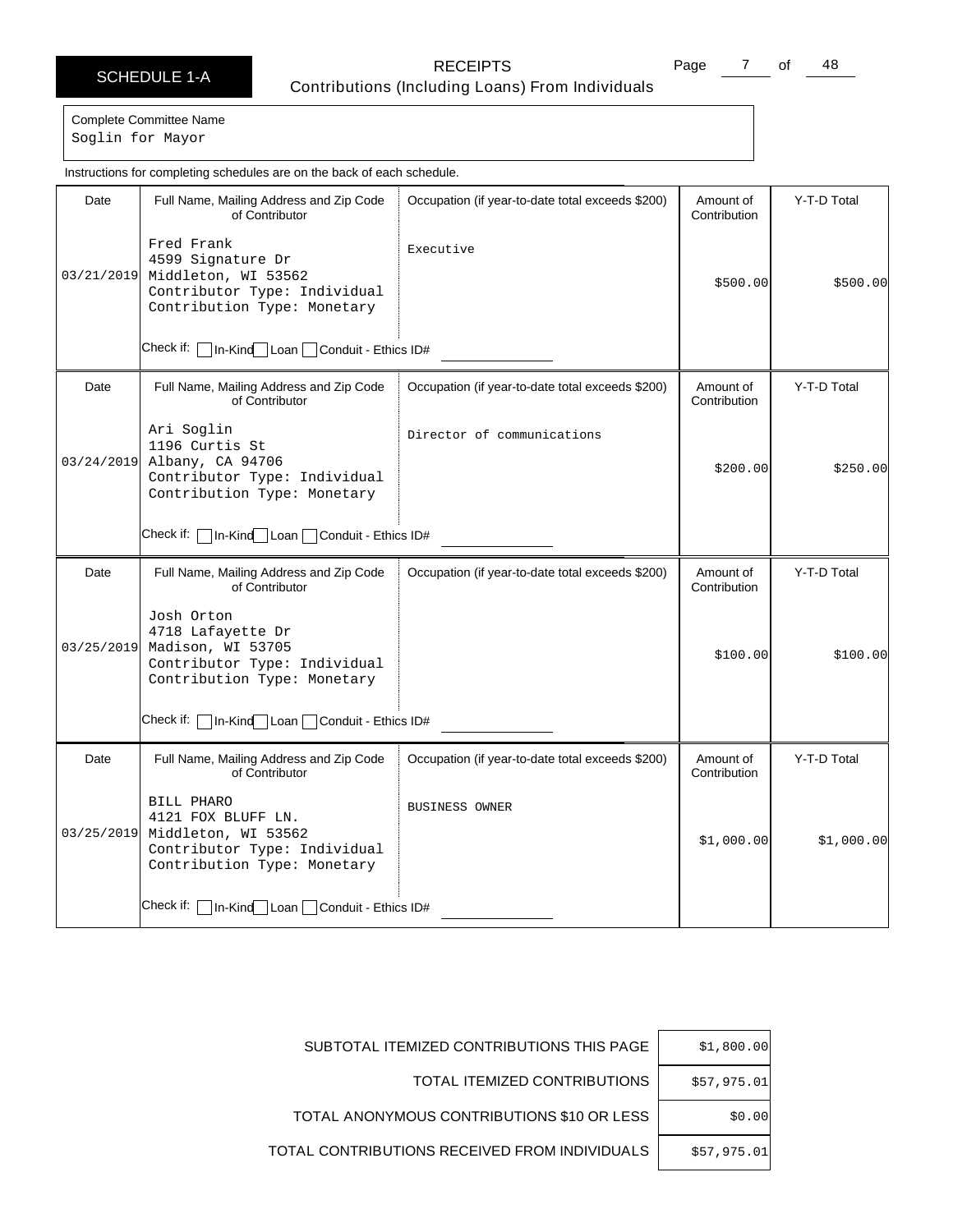SCHEDULE 1-A

# RECEIPTS

## Contributions (Including Loans) From Individuals

Complete Committee Name
Soglin for Mayor

Instructions for completing schedules are on the back of each schedule.

| Date | Full Name, Mailing Address and Zip Code of Contributor | Occupation (if year-to-date total exceeds $200) | Amount of Contribution | Y-T-D Total |
|---|---|---|---|---|
| 03/21/2019 | Fred Frank<br>4599 Signature Dr<br>Middleton, WI 53562<br>Contributor Type: Individual<br>Contribution Type: Monetary<br>Check if: ☐ In-Kind ☐ Loan ☐ Conduit - Ethics ID# | Executive | $500.00 | $500.00 |
| 03/24/2019 | Ari Soglin<br>1196 Curtis St<br>Albany, CA 94706<br>Contributor Type: Individual<br>Contribution Type: Monetary<br>Check if: ☐ In-Kind ☐ Loan ☐ Conduit - Ethics ID# | Director of communications | $200.00 | $250.00 |
| 03/25/2019 | Josh Orton<br>4718 Lafayette Dr<br>Madison, WI 53705<br>Contributor Type: Individual<br>Contribution Type: Monetary<br>Check if: ☐ In-Kind ☐ Loan ☐ Conduit - Ethics ID# | | $100.00 | $100.00 |
| 03/25/2019 | BILL PHARO<br>4121 FOX BLUFF LN.<br>Middleton, WI 53562<br>Contributor Type: Individual<br>Contribution Type: Monetary<br>Check if: ☐ In-Kind ☐ Loan ☐ Conduit - Ethics ID# | BUSINESS OWNER | $1,000.00 | $1,000.00 |

| | |
|---|---|
| SUBTOTAL ITEMIZED CONTRIBUTIONS THIS PAGE | $1,800.00 |
| TOTAL ITEMIZED CONTRIBUTIONS | $57,975.01 |
| TOTAL ANONYMOUS CONTRIBUTIONS $10 OR LESS | $0.00 |
| TOTAL CONTRIBUTIONS RECEIVED FROM INDIVIDUALS | $57,975.01 |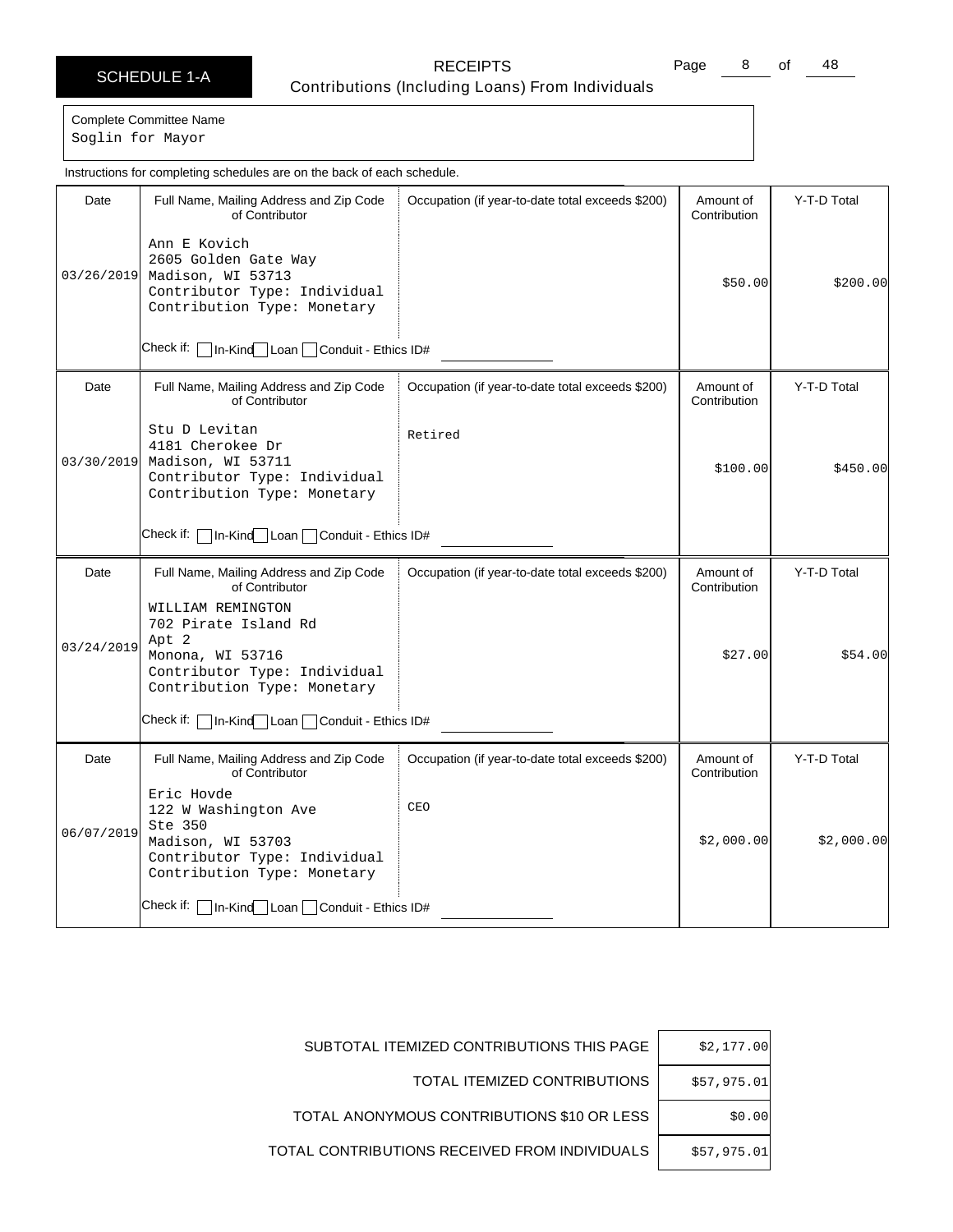# SCHEDULE 1-A

## RECEIPTS

Contributions (Including Loans) From Individuals

Complete Committee Name
Soglin for Mayor

Instructions for completing schedules are on the back of each schedule.

| Date | Full Name, Mailing Address and Zip Code of Contributor | Occupation (if year-to-date total exceeds $200) | Amount of Contribution | Y-T-D Total |
|---|---|---|---|---|
| 03/26/2019 | Ann E Kovich<br>2605 Golden Gate Way<br>Madison, WI 53713<br>Contributor Type: Individual<br>Contribution Type: Monetary<br>Check if: ☐ In-Kind ☐ Loan ☐ Conduit - Ethics ID# | | $50.00 | $200.00 |
| 03/30/2019 | Stu D Levitan<br>4181 Cherokee Dr<br>Madison, WI 53711<br>Contributor Type: Individual<br>Contribution Type: Monetary<br>Check if: ☐ In-Kind ☐ Loan ☐ Conduit - Ethics ID# | Retired | $100.00 | $450.00 |
| 03/24/2019 | WILLIAM REMINGTON<br>702 Pirate Island Rd<br>Apt 2<br>Monona, WI 53716<br>Contributor Type: Individual<br>Contribution Type: Monetary<br>Check if: ☐ In-Kind ☐ Loan ☐ Conduit - Ethics ID# | | $27.00 | $54.00 |
| 06/07/2019 | Eric Hovde<br>122 W Washington Ave<br>Ste 350<br>Madison, WI 53703<br>Contributor Type: Individual<br>Contribution Type: Monetary<br>Check if: ☐ In-Kind ☐ Loan ☐ Conduit - Ethics ID# | CEO | $2,000.00 | $2,000.00 |

| | |
|---|---|
| SUBTOTAL ITEMIZED CONTRIBUTIONS THIS PAGE | $2,177.00 |
| TOTAL ITEMIZED CONTRIBUTIONS | $57,975.01 |
| TOTAL ANONYMOUS CONTRIBUTIONS $10 OR LESS | $0.00 |
| TOTAL CONTRIBUTIONS RECEIVED FROM INDIVIDUALS | $57,975.01 |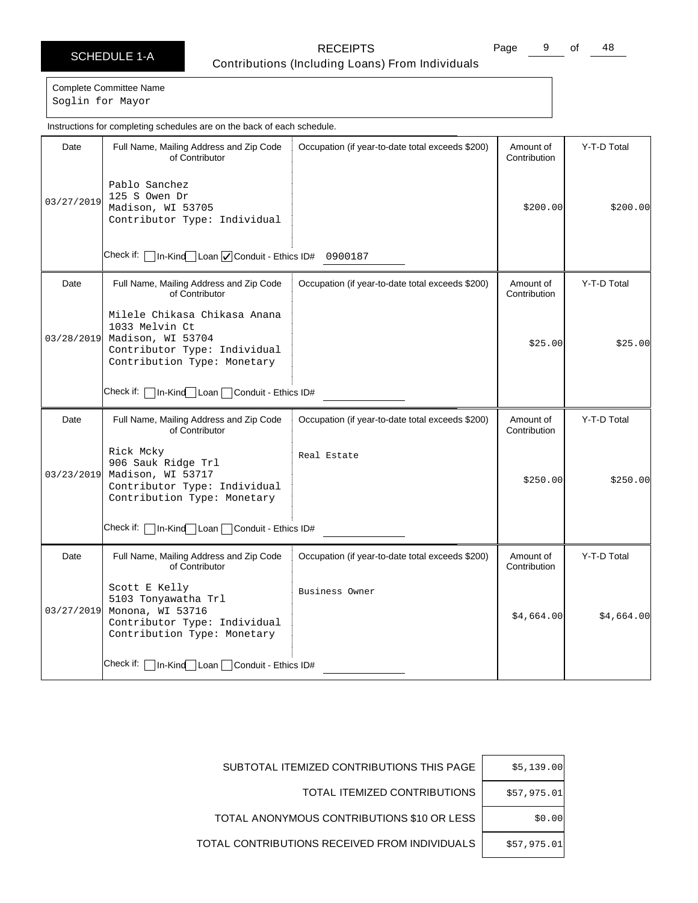# SCHEDULE 1-A

## RECEIPTS
Contributions (Including Loans) From Individuals

Complete Committee Name
Soglin for Mayor

Instructions for completing schedules are on the back of each schedule.

| Date | Full Name, Mailing Address and Zip Code of Contributor | Occupation (if year-to-date total exceeds $200) | Amount of Contribution | Y-T-D Total |
|---|---|---|---|---|
| 03/27/2019 | Pablo Sanchez<br>125 S Owen Dr<br>Madison, WI 53705<br>Contributor Type: Individual<br>Check if: ☐ In-Kind ☐ Loan ☑ Conduit - Ethics ID# 0900187 | | $200.00 | $200.00 |
| 03/28/2019 | Milele Chikasa Chikasa Anana<br>1033 Melvin Ct<br>Madison, WI 53704<br>Contributor Type: Individual<br>Contribution Type: Monetary<br>Check if: ☐ In-Kind ☐ Loan ☐ Conduit - Ethics ID# | | $25.00 | $25.00 |
| 03/23/2019 | Rick Mcky<br>906 Sauk Ridge Trl<br>Madison, WI 53717<br>Contributor Type: Individual<br>Contribution Type: Monetary<br>Check if: ☐ In-Kind ☐ Loan ☐ Conduit - Ethics ID# | Real Estate | $250.00 | $250.00 |
| 03/27/2019 | Scott E Kelly<br>5103 Tonyawatha Trl<br>Monona, WI 53716<br>Contributor Type: Individual<br>Contribution Type: Monetary<br>Check if: ☐ In-Kind ☐ Loan ☐ Conduit - Ethics ID# | Business Owner | $4,664.00 | $4,664.00 |

| | |
|---|---|
| SUBTOTAL ITEMIZED CONTRIBUTIONS THIS PAGE | $5,139.00 |
| TOTAL ITEMIZED CONTRIBUTIONS | $57,975.01 |
| TOTAL ANONYMOUS CONTRIBUTIONS $10 OR LESS | $0.00 |
| TOTAL CONTRIBUTIONS RECEIVED FROM INDIVIDUALS | $57,975.01 |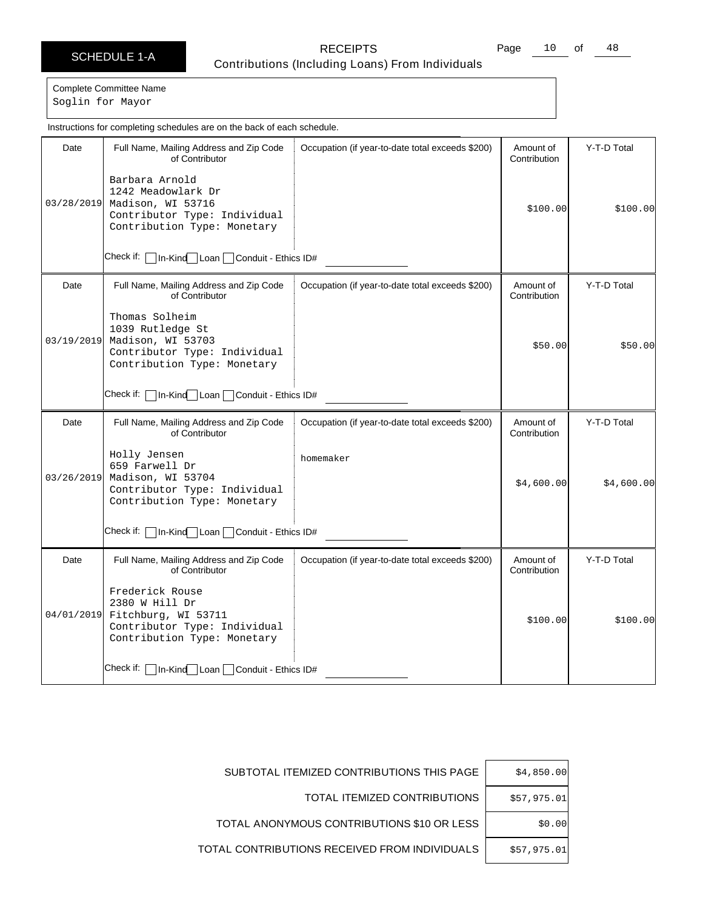# SCHEDULE 1-A

## RECEIPTS

Contributions (Including Loans) From Individuals

Complete Committee Name
Soglin for Mayor

Instructions for completing schedules are on the back of each schedule.

| Date | Full Name, Mailing Address and Zip Code of Contributor | Occupation (if year-to-date total exceeds $200) | Amount of Contribution | Y-T-D Total |
|---|---|---|---|---|
| 03/28/2019 | Barbara Arnold<br>1242 Meadowlark Dr<br>Madison, WI 53716<br>Contributor Type: Individual<br>Contribution Type: Monetary<br>Check if: ☐ In-Kind ☐ Loan ☐ Conduit - Ethics ID# | | $100.00 | $100.00 |
| 03/19/2019 | Thomas Solheim<br>1039 Rutledge St<br>Madison, WI 53703<br>Contributor Type: Individual<br>Contribution Type: Monetary<br>Check if: ☐ In-Kind ☐ Loan ☐ Conduit - Ethics ID# | | $50.00 | $50.00 |
| 03/26/2019 | Holly Jensen<br>659 Farwell Dr<br>Madison, WI 53704<br>Contributor Type: Individual<br>Contribution Type: Monetary<br>Check if: ☐ In-Kind ☐ Loan ☐ Conduit - Ethics ID# | homemaker | $4,600.00 | $4,600.00 |
| 04/01/2019 | Frederick Rouse<br>2380 W Hill Dr<br>Fitchburg, WI 53711<br>Contributor Type: Individual<br>Contribution Type: Monetary<br>Check if: ☐ In-Kind ☐ Loan ☐ Conduit - Ethics ID# | | $100.00 | $100.00 |

| | |
|---|---|
| SUBTOTAL ITEMIZED CONTRIBUTIONS THIS PAGE | $4,850.00 |
| TOTAL ITEMIZED CONTRIBUTIONS | $57,975.01 |
| TOTAL ANONYMOUS CONTRIBUTIONS $10 OR LESS | $0.00 |
| TOTAL CONTRIBUTIONS RECEIVED FROM INDIVIDUALS | $57,975.01 |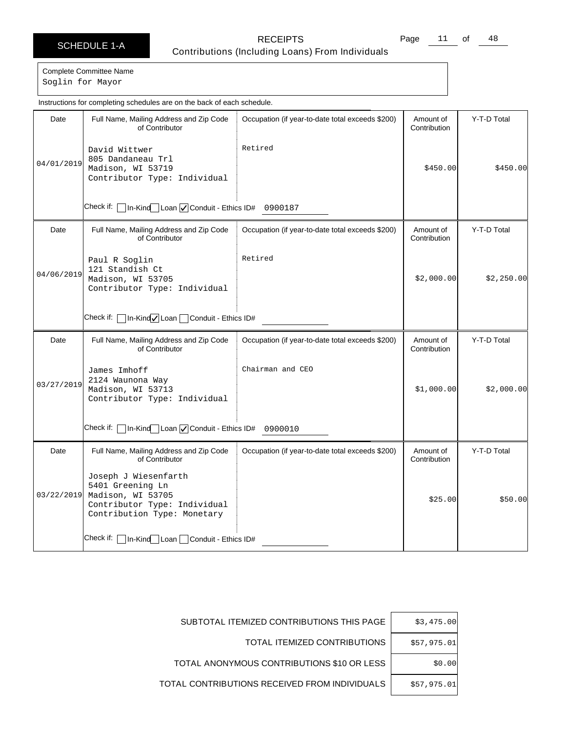SCHEDULE 1-A

**RECEIPTS**
Contributions (Including Loans) From Individuals

Complete Committee Name
Soglin for Mayor

Instructions for completing schedules are on the back of each schedule.

| Date | Full Name, Mailing Address and Zip Code of Contributor | Occupation (if year-to-date total exceeds $200) | Amount of Contribution | Y-T-D Total |
|---|---|---|---|---|
| 04/01/2019 | David Wittwer<br>805 Dandaneau Trl<br>Madison, WI 53719<br>Contributor Type: Individual<br>Check if: [ ] In-Kind [ ] Loan [x] Conduit - Ethics ID# 0900187 | Retired | $450.00 | $450.00 |
| 04/06/2019 | Paul R Soglin<br>121 Standish Ct<br>Madison, WI 53705<br>Contributor Type: Individual<br>Check if: [ ] In-Kind [x] Loan [ ] Conduit - Ethics ID# | Retired | $2,000.00 | $2,250.00 |
| 03/27/2019 | James Imhoff<br>2124 Waunona Way<br>Madison, WI 53713<br>Contributor Type: Individual<br>Check if: [ ] In-Kind [ ] Loan [x] Conduit - Ethics ID# 0900010 | Chairman and CEO | $1,000.00 | $2,000.00 |
| 03/22/2019 | Joseph J Wiesenfarth<br>5401 Greening Ln<br>Madison, WI 53705<br>Contributor Type: Individual<br>Contribution Type: Monetary<br>Check if: [ ] In-Kind [ ] Loan [ ] Conduit - Ethics ID# | | $25.00 | $50.00 |

| | |
|---|---|
| SUBTOTAL ITEMIZED CONTRIBUTIONS THIS PAGE | $3,475.00 |
| TOTAL ITEMIZED CONTRIBUTIONS | $57,975.01 |
| TOTAL ANONYMOUS CONTRIBUTIONS $10 OR LESS | $0.00 |
| TOTAL CONTRIBUTIONS RECEIVED FROM INDIVIDUALS | $57,975.01 |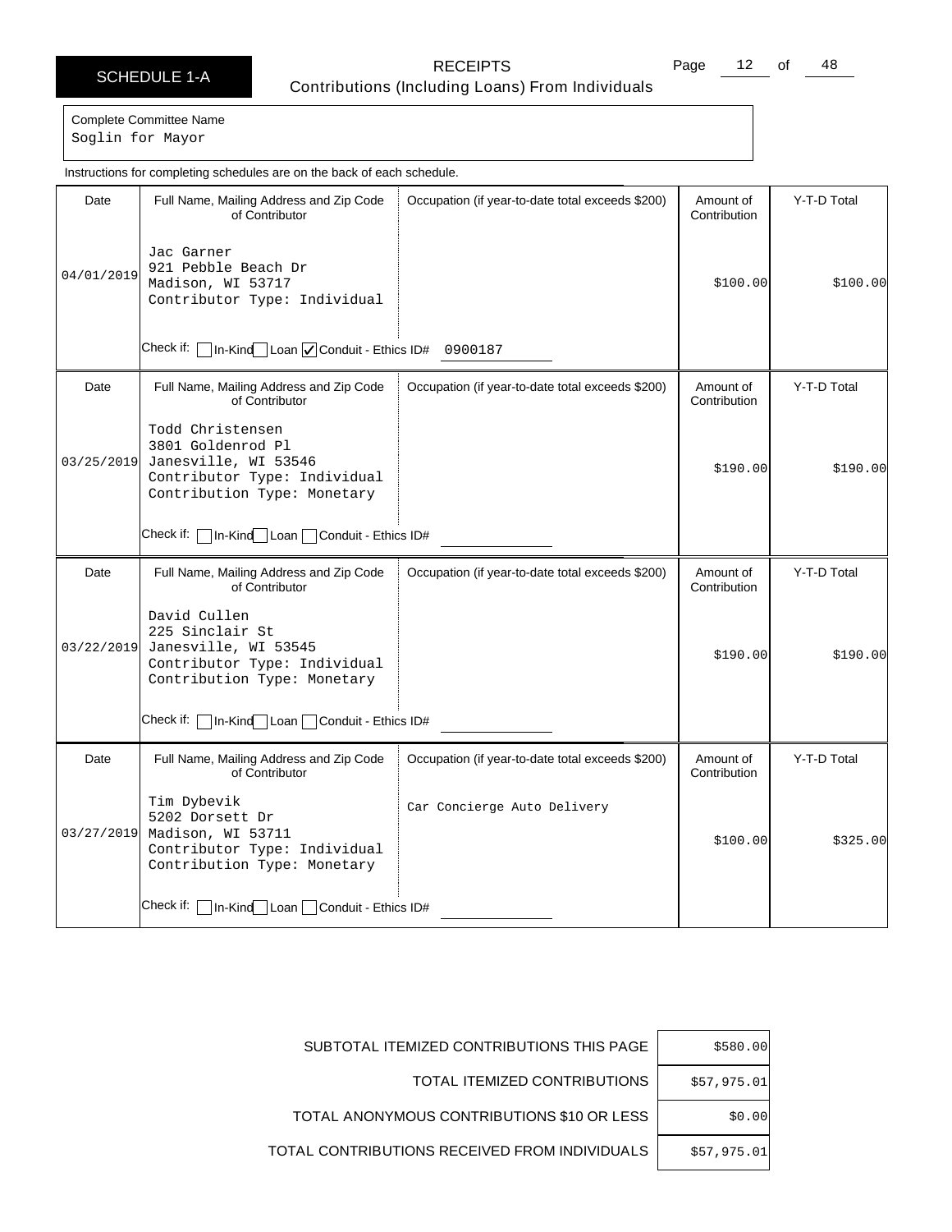# SCHEDULE 1-A

## RECEIPTS
### Contributions (Including Loans) From Individuals

Complete Committee Name
Soglin for Mayor

Instructions for completing schedules are on the back of each schedule.

| Date | Full Name, Mailing Address and Zip Code of Contributor | Occupation (if year-to-date total exceeds $200) | Amount of Contribution | Y-T-D Total |
|---|---|---|---|---|
| 04/01/2019 | Jac Garner<br>921 Pebble Beach Dr<br>Madison, WI 53717<br>Contributor Type: Individual<br>Check if: [ ] In-Kind [ ] Loan [x] Conduit - Ethics ID# 0900187 | | $100.00 | $100.00 |
| 03/25/2019 | Todd Christensen<br>3801 Goldenrod Pl<br>Janesville, WI 53546<br>Contributor Type: Individual<br>Contribution Type: Monetary<br>Check if: [ ] In-Kind [ ] Loan [ ] Conduit - Ethics ID# | | $190.00 | $190.00 |
| 03/22/2019 | David Cullen<br>225 Sinclair St<br>Janesville, WI 53545<br>Contributor Type: Individual<br>Contribution Type: Monetary<br>Check if: [ ] In-Kind [ ] Loan [ ] Conduit - Ethics ID# | | $190.00 | $190.00 |
| 03/27/2019 | Tim Dybevik<br>5202 Dorsett Dr<br>Madison, WI 53711<br>Contributor Type: Individual<br>Contribution Type: Monetary<br>Check if: [ ] In-Kind [ ] Loan [ ] Conduit - Ethics ID# | Car Concierge Auto Delivery | $100.00 | $325.00 |

| | |
|---|---|
| SUBTOTAL ITEMIZED CONTRIBUTIONS THIS PAGE | $580.00 |
| TOTAL ITEMIZED CONTRIBUTIONS | $57,975.01 |
| TOTAL ANONYMOUS CONTRIBUTIONS $10 OR LESS | $0.00 |
| TOTAL CONTRIBUTIONS RECEIVED FROM INDIVIDUALS | $57,975.01 |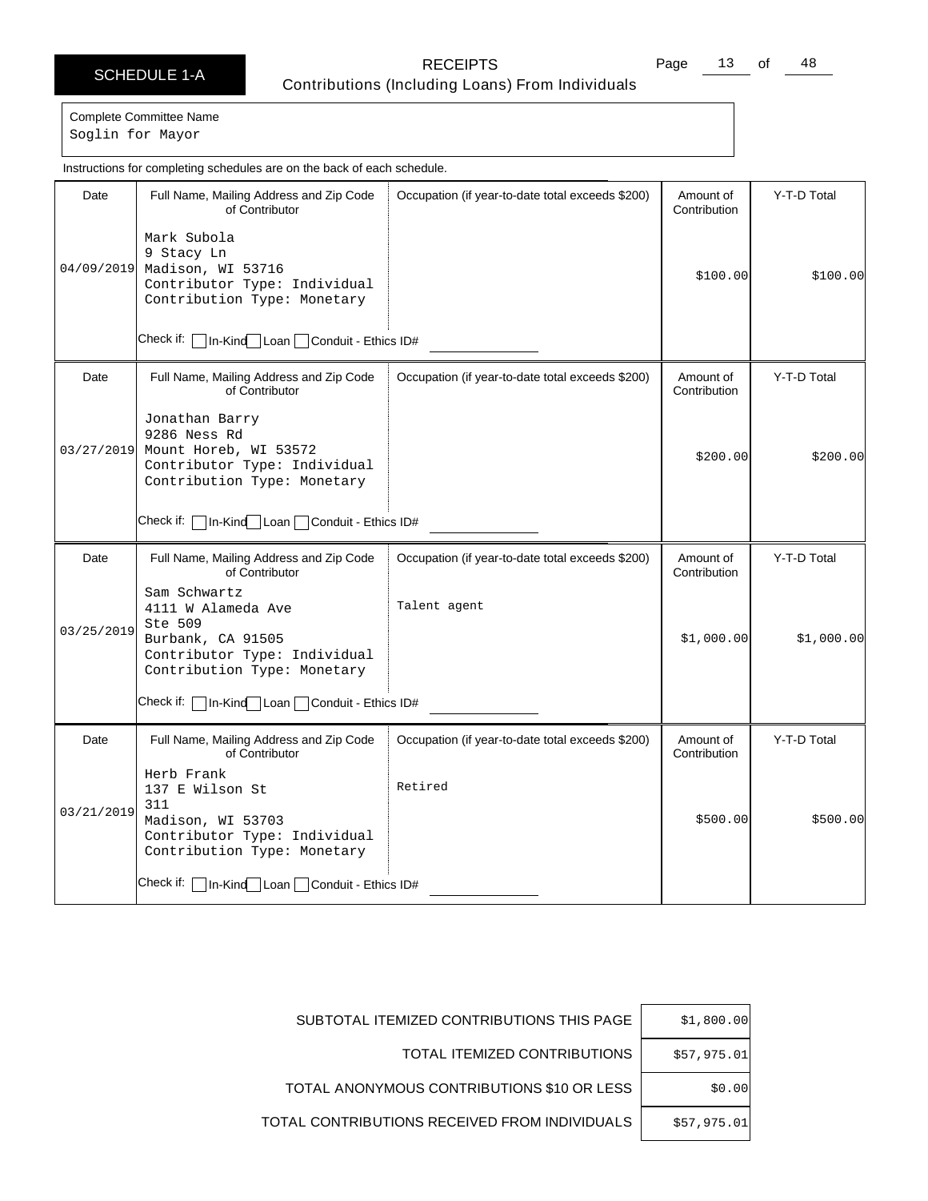# SCHEDULE 1-A

## RECEIPTS
Contributions (Including Loans) From Individuals

Complete Committee Name
Soglin for Mayor

Instructions for completing schedules are on the back of each schedule.

| Date | Full Name, Mailing Address and Zip Code of Contributor | Occupation (if year-to-date total exceeds $200) | Amount of Contribution | Y-T-D Total |
|---|---|---|---|---|
| 04/09/2019 | Mark Subola<br>9 Stacy Ln<br>Madison, WI 53716<br>Contributor Type: Individual<br>Contribution Type: Monetary<br>Check if: ☐ In-Kind ☐ Loan ☐ Conduit - Ethics ID# | | $100.00 | $100.00 |
| 03/27/2019 | Jonathan Barry<br>9286 Ness Rd<br>Mount Horeb, WI 53572<br>Contributor Type: Individual<br>Contribution Type: Monetary<br>Check if: ☐ In-Kind ☐ Loan ☐ Conduit - Ethics ID# | | $200.00 | $200.00 |
| 03/25/2019 | Sam Schwartz<br>4111 W Alameda Ave<br>Ste 509<br>Burbank, CA 91505<br>Contributor Type: Individual<br>Contribution Type: Monetary<br>Check if: ☐ In-Kind ☐ Loan ☐ Conduit - Ethics ID# | Talent agent | $1,000.00 | $1,000.00 |
| 03/21/2019 | Herb Frank<br>137 E Wilson St<br>311<br>Madison, WI 53703<br>Contributor Type: Individual<br>Contribution Type: Monetary<br>Check if: ☐ In-Kind ☐ Loan ☐ Conduit - Ethics ID# | Retired | $500.00 | $500.00 |

| | |
|---|---|
| SUBTOTAL ITEMIZED CONTRIBUTIONS THIS PAGE | $1,800.00 |
| TOTAL ITEMIZED CONTRIBUTIONS | $57,975.01 |
| TOTAL ANONYMOUS CONTRIBUTIONS $10 OR LESS | $0.00 |
| TOTAL CONTRIBUTIONS RECEIVED FROM INDIVIDUALS | $57,975.01 |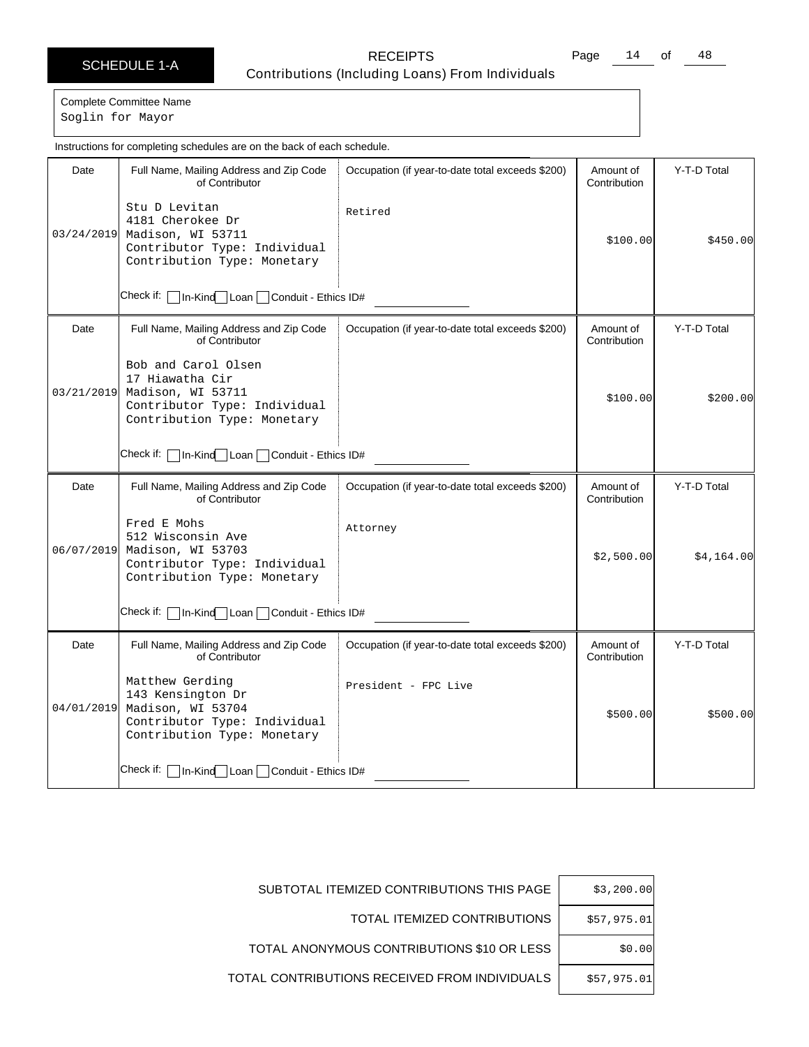SCHEDULE 1-A

# RECEIPTS

Contributions (Including Loans) From Individuals

Complete Committee Name
Soglin for Mayor

Instructions for completing schedules are on the back of each schedule.

| Date | Full Name, Mailing Address and Zip Code of Contributor | Occupation (if year-to-date total exceeds $200) | Amount of Contribution | Y-T-D Total |
|---|---|---|---|---|
| 03/24/2019 | Stu D Levitan<br>4181 Cherokee Dr<br>Madison, WI 53711<br>Contributor Type: Individual<br>Contribution Type: Monetary<br>Check if: ☐ In-Kind ☐ Loan ☐ Conduit - Ethics ID# | Retired | $100.00 | $450.00 |
| 03/21/2019 | Bob and Carol Olsen<br>17 Hiawatha Cir<br>Madison, WI 53711<br>Contributor Type: Individual<br>Contribution Type: Monetary<br>Check if: ☐ In-Kind ☐ Loan ☐ Conduit - Ethics ID# | | $100.00 | $200.00 |
| 06/07/2019 | Fred E Mohs<br>512 Wisconsin Ave<br>Madison, WI 53703<br>Contributor Type: Individual<br>Contribution Type: Monetary<br>Check if: ☐ In-Kind ☐ Loan ☐ Conduit - Ethics ID# | Attorney | $2,500.00 | $4,164.00 |
| 04/01/2019 | Matthew Gerding<br>143 Kensington Dr<br>Madison, WI 53704<br>Contributor Type: Individual<br>Contribution Type: Monetary<br>Check if: ☐ In-Kind ☐ Loan ☐ Conduit - Ethics ID# | President - FPC Live | $500.00 | $500.00 |

| | |
|---|---|
| SUBTOTAL ITEMIZED CONTRIBUTIONS THIS PAGE | $3,200.00 |
| TOTAL ITEMIZED CONTRIBUTIONS | $57,975.01 |
| TOTAL ANONYMOUS CONTRIBUTIONS $10 OR LESS | $0.00 |
| TOTAL CONTRIBUTIONS RECEIVED FROM INDIVIDUALS | $57,975.01 |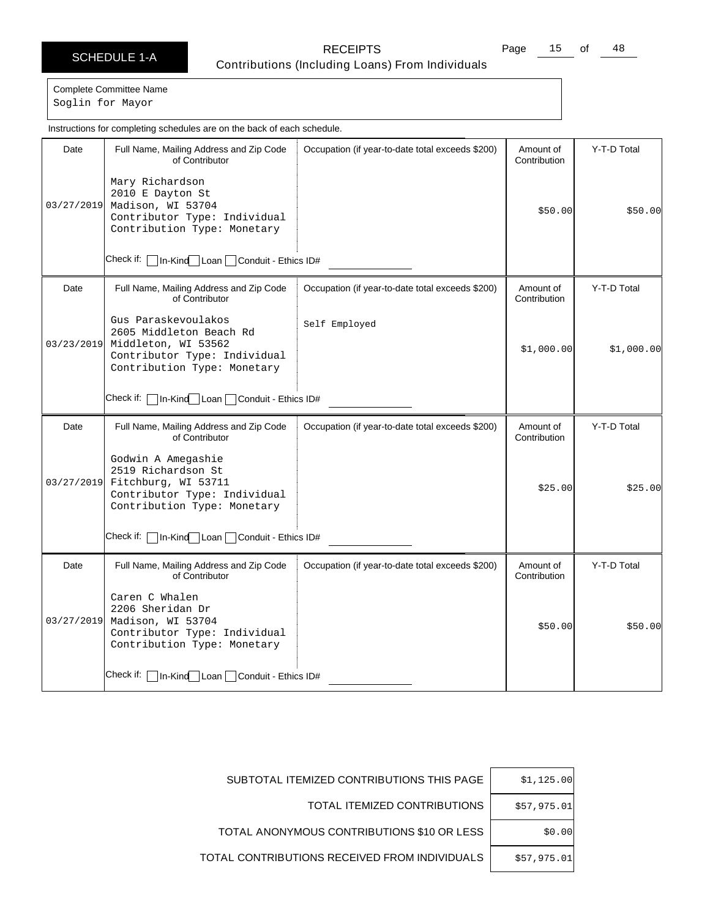**SCHEDULE 1-A**

**RECEIPTS**
Contributions (Including Loans) From Individuals

Complete Committee Name
Soglin for Mayor

Instructions for completing schedules are on the back of each schedule.

| Date | Full Name, Mailing Address and Zip Code of Contributor | Occupation (if year-to-date total exceeds $200) | Amount of Contribution | Y-T-D Total |
|---|---|---|---|---|
| 03/27/2019 | Mary Richardson<br>2010 E Dayton St<br>Madison, WI 53704<br>Contributor Type: Individual<br>Contribution Type: Monetary<br>Check if: ☐ In-Kind ☐ Loan ☐ Conduit - Ethics ID# | | $50.00 | $50.00 |
| 03/23/2019 | Gus Paraskevoulakos<br>2605 Middleton Beach Rd<br>Middleton, WI 53562<br>Contributor Type: Individual<br>Contribution Type: Monetary<br>Check if: ☐ In-Kind ☐ Loan ☐ Conduit - Ethics ID# | Self Employed | $1,000.00 | $1,000.00 |
| 03/27/2019 | Godwin A Amegashie<br>2519 Richardson St<br>Fitchburg, WI 53711<br>Contributor Type: Individual<br>Contribution Type: Monetary<br>Check if: ☐ In-Kind ☐ Loan ☐ Conduit - Ethics ID# | | $25.00 | $25.00 |
| 03/27/2019 | Caren C Whalen<br>2206 Sheridan Dr<br>Madison, WI 53704<br>Contributor Type: Individual<br>Contribution Type: Monetary<br>Check if: ☐ In-Kind ☐ Loan ☐ Conduit - Ethics ID# | | $50.00 | $50.00 |

| | |
|---|---|
| SUBTOTAL ITEMIZED CONTRIBUTIONS THIS PAGE | $1,125.00 |
| TOTAL ITEMIZED CONTRIBUTIONS | $57,975.01 |
| TOTAL ANONYMOUS CONTRIBUTIONS $10 OR LESS | $0.00 |
| TOTAL CONTRIBUTIONS RECEIVED FROM INDIVIDUALS | $57,975.01 |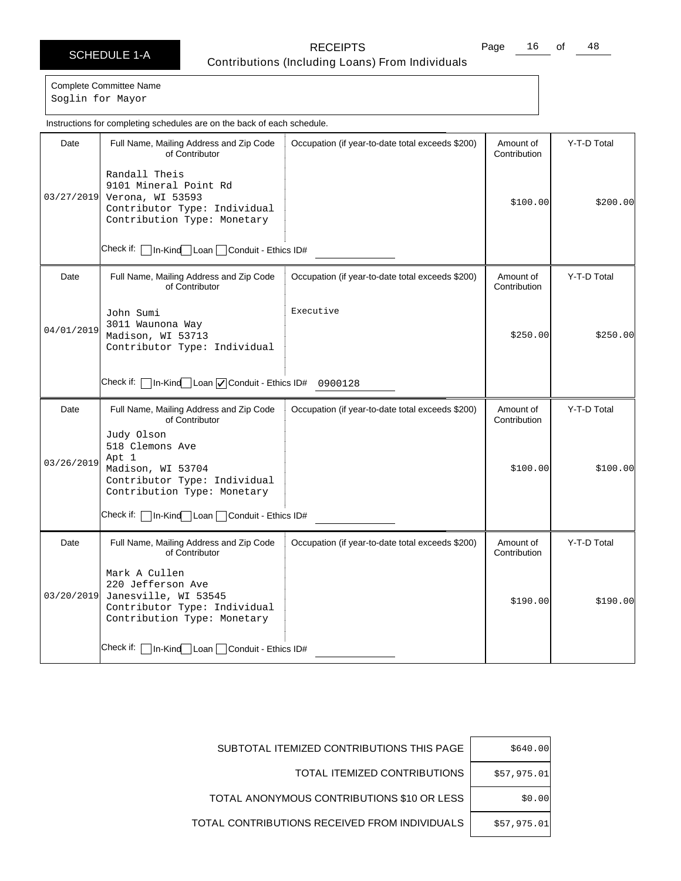SCHEDULE 1-A

# RECEIPTS
## Contributions (Including Loans) From Individuals

Complete Committee Name
Soglin for Mayor

Instructions for completing schedules are on the back of each schedule.

| Date | Full Name, Mailing Address and Zip Code of Contributor | Occupation (if year-to-date total exceeds $200) | Amount of Contribution | Y-T-D Total |
|---|---|---|---|---|
| 03/27/2019 | Randall Theis<br>9101 Mineral Point Rd<br>Verona, WI 53593<br>Contributor Type: Individual<br>Contribution Type: Monetary<br>Check if: ☐ In-Kind ☐ Loan ☐ Conduit - Ethics ID# | | $100.00 | $200.00 |
| 04/01/2019 | John Sumi<br>3011 Waunona Way<br>Madison, WI 53713<br>Contributor Type: Individual<br>Check if: ☐ In-Kind ☐ Loan ☑ Conduit - Ethics ID# 0900128 | Executive | $250.00 | $250.00 |
| 03/26/2019 | Judy Olson<br>518 Clemons Ave<br>Apt 1<br>Madison, WI 53704<br>Contributor Type: Individual<br>Contribution Type: Monetary<br>Check if: ☐ In-Kind ☐ Loan ☐ Conduit - Ethics ID# | | $100.00 | $100.00 |
| 03/20/2019 | Mark A Cullen<br>220 Jefferson Ave<br>Janesville, WI 53545<br>Contributor Type: Individual<br>Contribution Type: Monetary<br>Check if: ☐ In-Kind ☐ Loan ☐ Conduit - Ethics ID# | | $190.00 | $190.00 |

| | |
|---|---|
| SUBTOTAL ITEMIZED CONTRIBUTIONS THIS PAGE | $640.00 |
| TOTAL ITEMIZED CONTRIBUTIONS | $57,975.01 |
| TOTAL ANONYMOUS CONTRIBUTIONS $10 OR LESS | $0.00 |
| TOTAL CONTRIBUTIONS RECEIVED FROM INDIVIDUALS | $57,975.01 |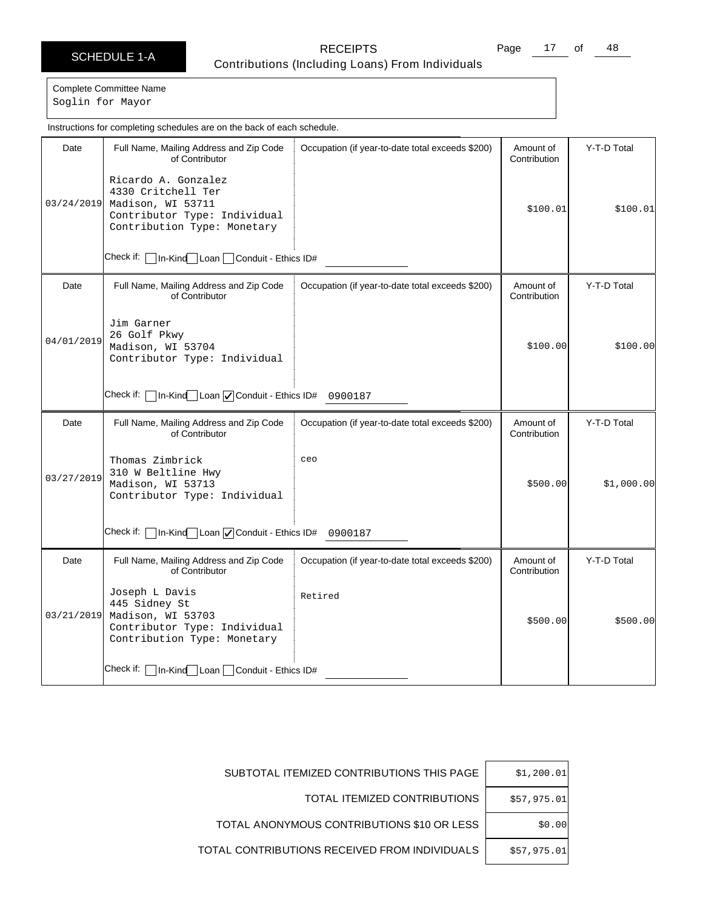# SCHEDULE 1-A

## RECEIPTS
Contributions (Including Loans) From Individuals

Complete Committee Name
Soglin for Mayor

Instructions for completing schedules are on the back of each schedule.

| Date | Full Name, Mailing Address and Zip Code of Contributor | Occupation (if year-to-date total exceeds $200) | Amount of Contribution | Y-T-D Total |
|---|---|---|---|---|
| 03/24/2019 | Ricardo A. Gonzalez<br>4330 Critchell Ter<br>Madison, WI 53711<br>Contributor Type: Individual<br>Contribution Type: Monetary<br>Check if: ☐ In-Kind ☐ Loan ☐ Conduit - Ethics ID# | | $100.01 | $100.01 |
| 04/01/2019 | Jim Garner<br>26 Golf Pkwy<br>Madison, WI 53704<br>Contributor Type: Individual<br>Check if: ☐ In-Kind ☐ Loan ☑ Conduit - Ethics ID# 0900187 | | $100.00 | $100.00 |
| 03/27/2019 | Thomas Zimbrick<br>310 W Beltline Hwy<br>Madison, WI 53713<br>Contributor Type: Individual<br>Check if: ☐ In-Kind ☐ Loan ☑ Conduit - Ethics ID# 0900187 | ceo | $500.00 | $1,000.00 |
| 03/21/2019 | Joseph L Davis<br>445 Sidney St<br>Madison, WI 53703<br>Contributor Type: Individual<br>Contribution Type: Monetary<br>Check if: ☐ In-Kind ☐ Loan ☐ Conduit - Ethics ID# | Retired | $500.00 | $500.00 |

| | |
|---|---|
| SUBTOTAL ITEMIZED CONTRIBUTIONS THIS PAGE | $1,200.01 |
| TOTAL ITEMIZED CONTRIBUTIONS | $57,975.01 |
| TOTAL ANONYMOUS CONTRIBUTIONS $10 OR LESS | $0.00 |
| TOTAL CONTRIBUTIONS RECEIVED FROM INDIVIDUALS | $57,975.01 |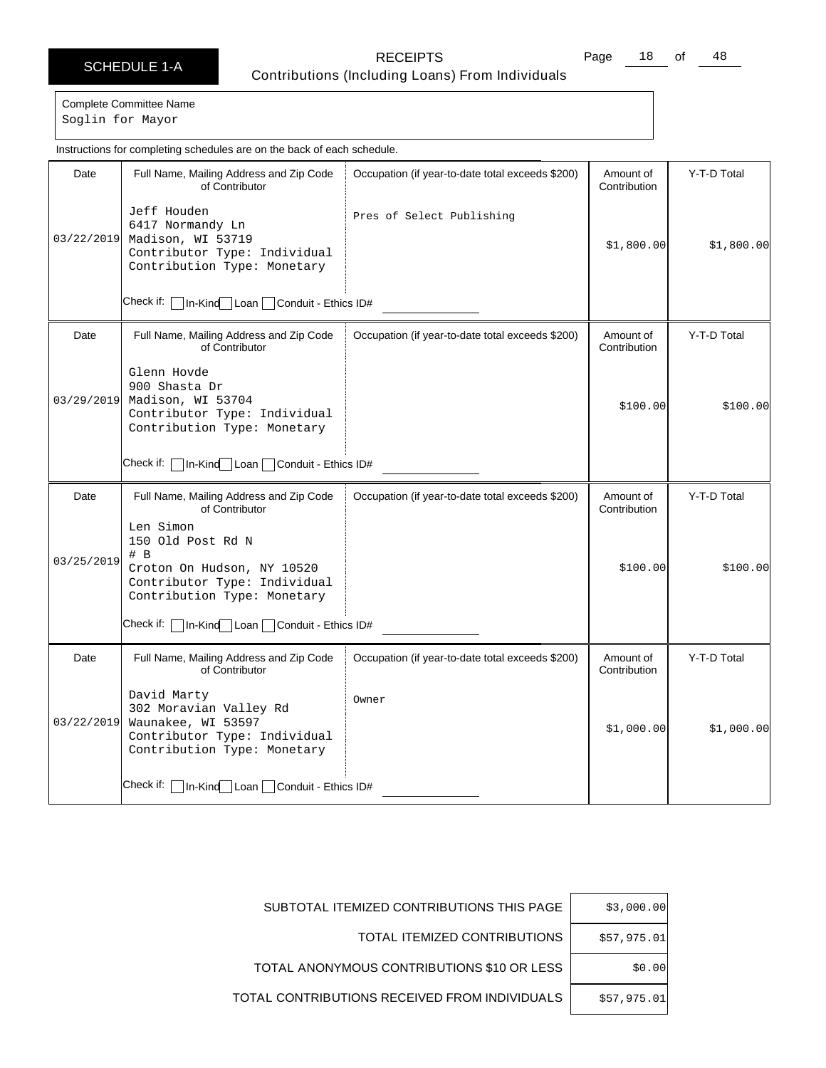SCHEDULE 1-A

# RECEIPTS

## Contributions (Including Loans) From Individuals

Complete Committee Name
Soglin for Mayor

Instructions for completing schedules are on the back of each schedule.

| Date | Full Name, Mailing Address and Zip Code of Contributor | Occupation (if year-to-date total exceeds $200) | Amount of Contribution | Y-T-D Total |
|---|---|---|---|---|
| 03/22/2019 | Jeff Houden<br>6417 Normandy Ln<br>Madison, WI 53719<br>Contributor Type: Individual<br>Contribution Type: Monetary<br>Check if: ☐ In-Kind ☐ Loan ☐ Conduit - Ethics ID# | Pres of Select Publishing | $1,800.00 | $1,800.00 |
| 03/29/2019 | Glenn Hovde<br>900 Shasta Dr<br>Madison, WI 53704<br>Contributor Type: Individual<br>Contribution Type: Monetary<br>Check if: ☐ In-Kind ☐ Loan ☐ Conduit - Ethics ID# | | $100.00 | $100.00 |
| 03/25/2019 | Len Simon<br>150 Old Post Rd N<br># B<br>Croton On Hudson, NY 10520<br>Contributor Type: Individual<br>Contribution Type: Monetary<br>Check if: ☐ In-Kind ☐ Loan ☐ Conduit - Ethics ID# | | $100.00 | $100.00 |
| 03/22/2019 | David Marty<br>302 Moravian Valley Rd<br>Waunakee, WI 53597<br>Contributor Type: Individual<br>Contribution Type: Monetary<br>Check if: ☐ In-Kind ☐ Loan ☐ Conduit - Ethics ID# | Owner | $1,000.00 | $1,000.00 |

| | |
|---|---|
| SUBTOTAL ITEMIZED CONTRIBUTIONS THIS PAGE | $3,000.00 |
| TOTAL ITEMIZED CONTRIBUTIONS | $57,975.01 |
| TOTAL ANONYMOUS CONTRIBUTIONS $10 OR LESS | $0.00 |
| TOTAL CONTRIBUTIONS RECEIVED FROM INDIVIDUALS | $57,975.01 |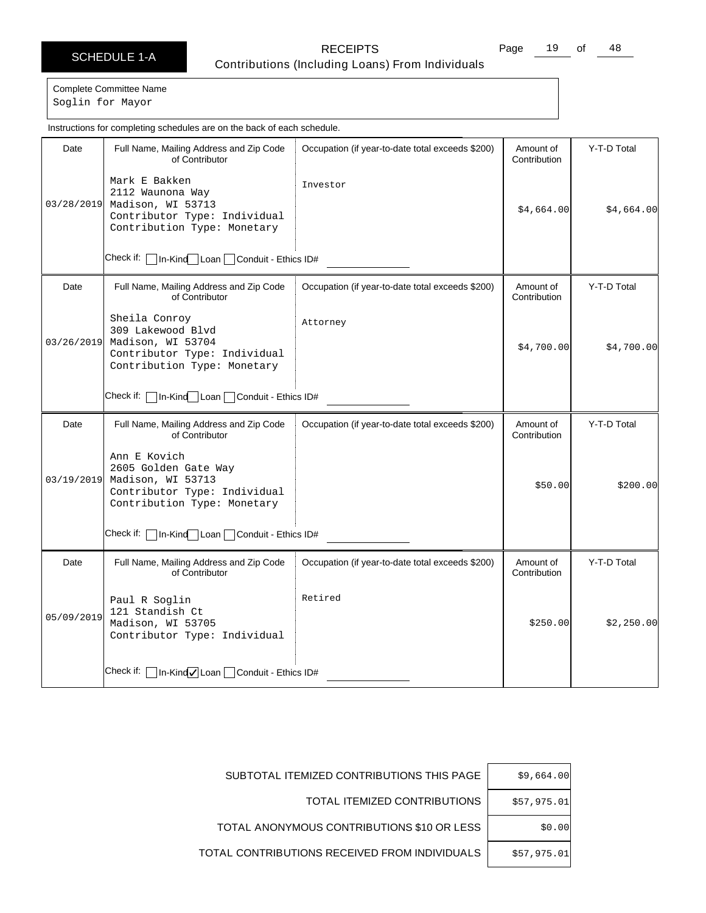SCHEDULE 1-A

RECEIPTS
Contributions (Including Loans) From Individuals

Complete Committee Name
Soglin for Mayor

Instructions for completing schedules are on the back of each schedule.

| Date | Full Name, Mailing Address and Zip Code of Contributor | Occupation (if year-to-date total exceeds $200) | Amount of Contribution | Y-T-D Total |
|---|---|---|---|---|
| 03/28/2019 | Mark E Bakken<br>2112 Waunona Way<br>Madison, WI 53713<br>Contributor Type: Individual<br>Contribution Type: Monetary<br>Check if: ☐ In-Kind ☐ Loan ☐ Conduit - Ethics ID# | Investor | $4,664.00 | $4,664.00 |
| 03/26/2019 | Sheila Conroy<br>309 Lakewood Blvd<br>Madison, WI 53704<br>Contributor Type: Individual<br>Contribution Type: Monetary<br>Check if: ☐ In-Kind ☐ Loan ☐ Conduit - Ethics ID# | Attorney | $4,700.00 | $4,700.00 |
| 03/19/2019 | Ann E Kovich<br>2605 Golden Gate Way<br>Madison, WI 53713<br>Contributor Type: Individual<br>Contribution Type: Monetary<br>Check if: ☐ In-Kind ☐ Loan ☐ Conduit - Ethics ID# | | $50.00 | $200.00 |
| 05/09/2019 | Paul R Soglin<br>121 Standish Ct<br>Madison, WI 53705<br>Contributor Type: Individual<br>Check if: ☐ In-Kind ☑ Loan ☐ Conduit - Ethics ID# | Retired | $250.00 | $2,250.00 |

| | |
|---|---|
| SUBTOTAL ITEMIZED CONTRIBUTIONS THIS PAGE | $9,664.00 |
| TOTAL ITEMIZED CONTRIBUTIONS | $57,975.01 |
| TOTAL ANONYMOUS CONTRIBUTIONS $10 OR LESS | $0.00 |
| TOTAL CONTRIBUTIONS RECEIVED FROM INDIVIDUALS | $57,975.01 |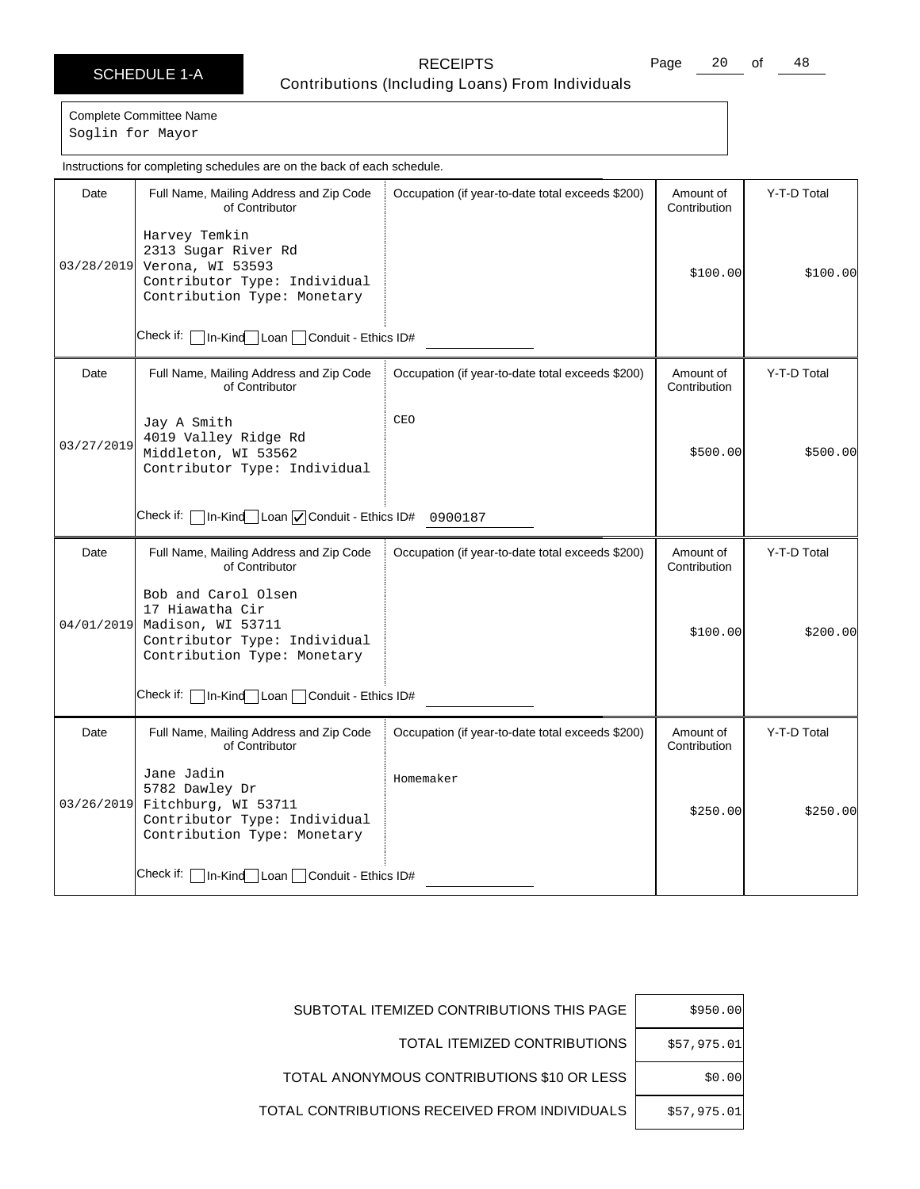# SCHEDULE 1-A

## RECEIPTS

Contributions (Including Loans) From Individuals

Complete Committee Name
Soglin for Mayor

Instructions for completing schedules are on the back of each schedule.

| Date | Full Name, Mailing Address and Zip Code of Contributor | Occupation (if year-to-date total exceeds $200) | Amount of Contribution | Y-T-D Total |
|---|---|---|---|---|
| 03/28/2019 | Harvey Temkin<br>2313 Sugar River Rd<br>Verona, WI 53593<br>Contributor Type: Individual<br>Contribution Type: Monetary<br>Check if: ☐ In-Kind ☐ Loan ☐ Conduit - Ethics ID# | | $100.00 | $100.00 |
| 03/27/2019 | Jay A Smith<br>4019 Valley Ridge Rd<br>Middleton, WI 53562<br>Contributor Type: Individual<br>Check if: ☐ In-Kind ☐ Loan ☑ Conduit - Ethics ID# 0900187 | CEO | $500.00 | $500.00 |
| 04/01/2019 | Bob and Carol Olsen<br>17 Hiawatha Cir<br>Madison, WI 53711<br>Contributor Type: Individual<br>Contribution Type: Monetary<br>Check if: ☐ In-Kind ☐ Loan ☐ Conduit - Ethics ID# | | $100.00 | $200.00 |
| 03/26/2019 | Jane Jadin<br>5782 Dawley Dr<br>Fitchburg, WI 53711<br>Contributor Type: Individual<br>Contribution Type: Monetary<br>Check if: ☐ In-Kind ☐ Loan ☐ Conduit - Ethics ID# | Homemaker | $250.00 | $250.00 |

| | |
|---|---|
| SUBTOTAL ITEMIZED CONTRIBUTIONS THIS PAGE | $950.00 |
| TOTAL ITEMIZED CONTRIBUTIONS | $57,975.01 |
| TOTAL ANONYMOUS CONTRIBUTIONS $10 OR LESS | $0.00 |
| TOTAL CONTRIBUTIONS RECEIVED FROM INDIVIDUALS | $57,975.01 |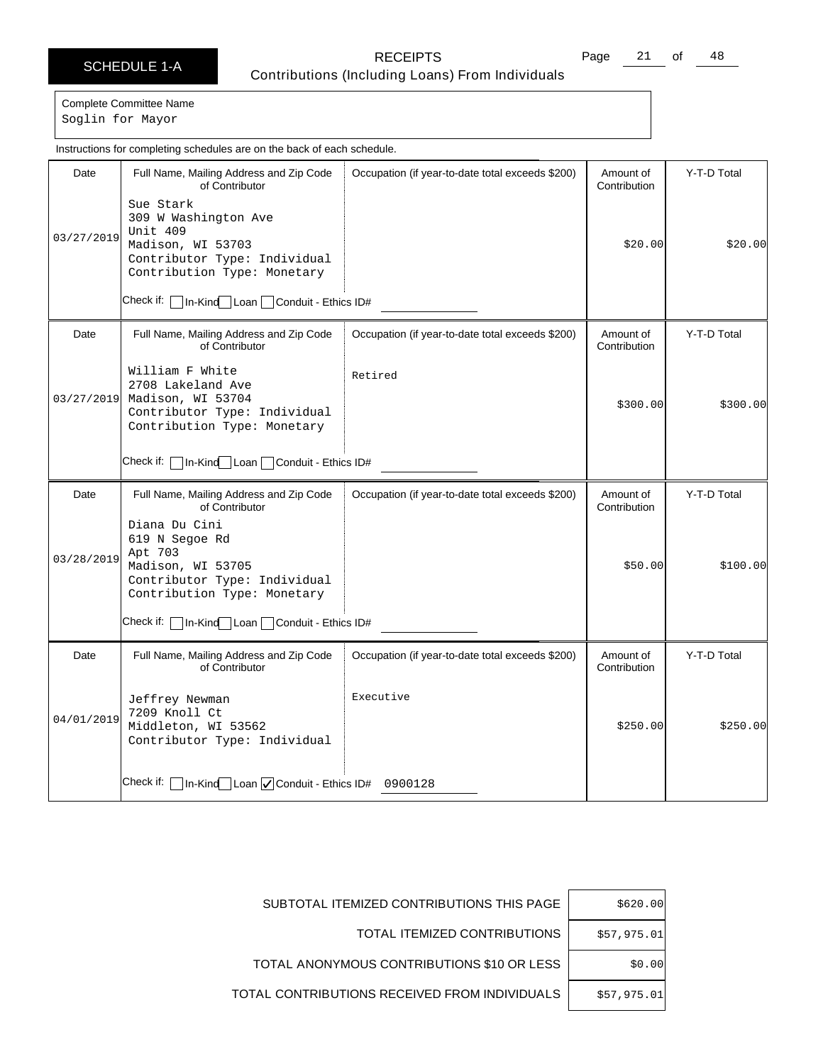# SCHEDULE 1-A

## RECEIPTS
Contributions (Including Loans) From Individuals

Complete Committee Name
Soglin for Mayor

Instructions for completing schedules are on the back of each schedule.

| Date | Full Name, Mailing Address and Zip Code of Contributor | Occupation (if year-to-date total exceeds $200) | Amount of Contribution | Y-T-D Total |
|---|---|---|---|---|
| 03/27/2019 | Sue Stark<br>309 W Washington Ave<br>Unit 409<br>Madison, WI 53703<br>Contributor Type: Individual<br>Contribution Type: Monetary<br>Check if: ☐ In-Kind ☐ Loan ☐ Conduit - Ethics ID# | | $20.00 | $20.00 |
| 03/27/2019 | William F White<br>2708 Lakeland Ave<br>Madison, WI 53704<br>Contributor Type: Individual<br>Contribution Type: Monetary<br>Check if: ☐ In-Kind ☐ Loan ☐ Conduit - Ethics ID# | Retired | $300.00 | $300.00 |
| 03/28/2019 | Diana Du Cini<br>619 N Segoe Rd<br>Apt 703<br>Madison, WI 53705<br>Contributor Type: Individual<br>Contribution Type: Monetary<br>Check if: ☐ In-Kind ☐ Loan ☐ Conduit - Ethics ID# | | $50.00 | $100.00 |
| 04/01/2019 | Jeffrey Newman<br>7209 Knoll Ct<br>Middleton, WI 53562<br>Contributor Type: Individual<br>Check if: ☐ In-Kind ☐ Loan ☑ Conduit - Ethics ID# 0900128 | Executive | $250.00 | $250.00 |

| | |
|---|---|
| SUBTOTAL ITEMIZED CONTRIBUTIONS THIS PAGE | $620.00 |
| TOTAL ITEMIZED CONTRIBUTIONS | $57,975.01 |
| TOTAL ANONYMOUS CONTRIBUTIONS $10 OR LESS | $0.00 |
| TOTAL CONTRIBUTIONS RECEIVED FROM INDIVIDUALS | $57,975.01 |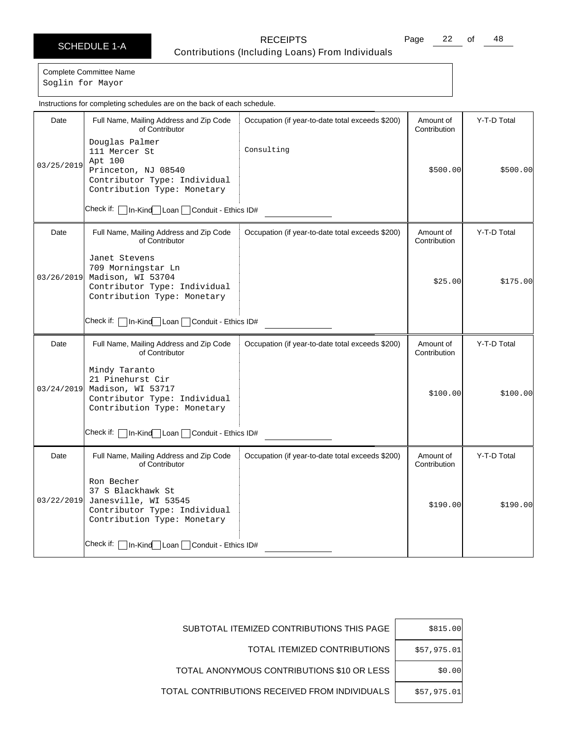SCHEDULE 1-A

# RECEIPTS

## Contributions (Including Loans) From Individuals

Complete Committee Name
Soglin for Mayor

Instructions for completing schedules are on the back of each schedule.

| Date | Full Name, Mailing Address and Zip Code of Contributor | Occupation (if year-to-date total exceeds $200) | Amount of Contribution | Y-T-D Total |
|---|---|---|---|---|
| 03/25/2019 | Douglas Palmer<br>111 Mercer St<br>Apt 100<br>Princeton, NJ 08540<br>Contributor Type: Individual<br>Contribution Type: Monetary<br>Check if: ☐ In-Kind ☐ Loan ☐ Conduit - Ethics ID# | Consulting | $500.00 | $500.00 |
| 03/26/2019 | Janet Stevens<br>709 Morningstar Ln<br>Madison, WI 53704<br>Contributor Type: Individual<br>Contribution Type: Monetary<br>Check if: ☐ In-Kind ☐ Loan ☐ Conduit - Ethics ID# | | $25.00 | $175.00 |
| 03/24/2019 | Mindy Taranto<br>21 Pinehurst Cir<br>Madison, WI 53717<br>Contributor Type: Individual<br>Contribution Type: Monetary<br>Check if: ☐ In-Kind ☐ Loan ☐ Conduit - Ethics ID# | | $100.00 | $100.00 |
| 03/22/2019 | Ron Becher<br>37 S Blackhawk St<br>Janesville, WI 53545<br>Contributor Type: Individual<br>Contribution Type: Monetary<br>Check if: ☐ In-Kind ☐ Loan ☐ Conduit - Ethics ID# | | $190.00 | $190.00 |

| | |
|---|---|
| SUBTOTAL ITEMIZED CONTRIBUTIONS THIS PAGE | $815.00 |
| TOTAL ITEMIZED CONTRIBUTIONS | $57,975.01 |
| TOTAL ANONYMOUS CONTRIBUTIONS $10 OR LESS | $0.00 |
| TOTAL CONTRIBUTIONS RECEIVED FROM INDIVIDUALS | $57,975.01 |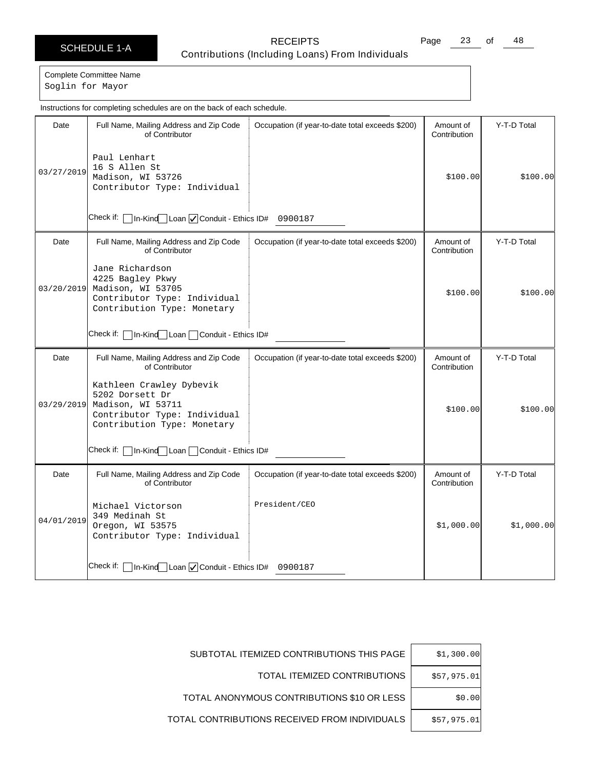# SCHEDULE 1-A

## RECEIPTS
Contributions (Including Loans) From Individuals

Complete Committee Name
Soglin for Mayor

Instructions for completing schedules are on the back of each schedule.

| Date | Full Name, Mailing Address and Zip Code of Contributor | Occupation (if year-to-date total exceeds $200) | Amount of Contribution | Y-T-D Total |
|---|---|---|---|---|
| 03/27/2019 | Paul Lenhart<br>16 S Allen St<br>Madison, WI 53726<br>Contributor Type: Individual<br>Check if: ☐ In-Kind ☐ Loan ☑ Conduit - Ethics ID# 0900187 | | $100.00 | $100.00 |
| 03/20/2019 | Jane Richardson<br>4225 Bagley Pkwy<br>Madison, WI 53705<br>Contributor Type: Individual<br>Contribution Type: Monetary<br>Check if: ☐ In-Kind ☐ Loan ☐ Conduit - Ethics ID# | | $100.00 | $100.00 |
| 03/29/2019 | Kathleen Crawley Dybevik<br>5202 Dorsett Dr<br>Madison, WI 53711<br>Contributor Type: Individual<br>Contribution Type: Monetary<br>Check if: ☐ In-Kind ☐ Loan ☐ Conduit - Ethics ID# | | $100.00 | $100.00 |
| 04/01/2019 | Michael Victorson<br>349 Medinah St<br>Oregon, WI 53575<br>Contributor Type: Individual<br>Check if: ☐ In-Kind ☐ Loan ☑ Conduit - Ethics ID# 0900187 | President/CEO | $1,000.00 | $1,000.00 |

| | |
|---|---|
| SUBTOTAL ITEMIZED CONTRIBUTIONS THIS PAGE | $1,300.00 |
| TOTAL ITEMIZED CONTRIBUTIONS | $57,975.01 |
| TOTAL ANONYMOUS CONTRIBUTIONS $10 OR LESS | $0.00 |
| TOTAL CONTRIBUTIONS RECEIVED FROM INDIVIDUALS | $57,975.01 |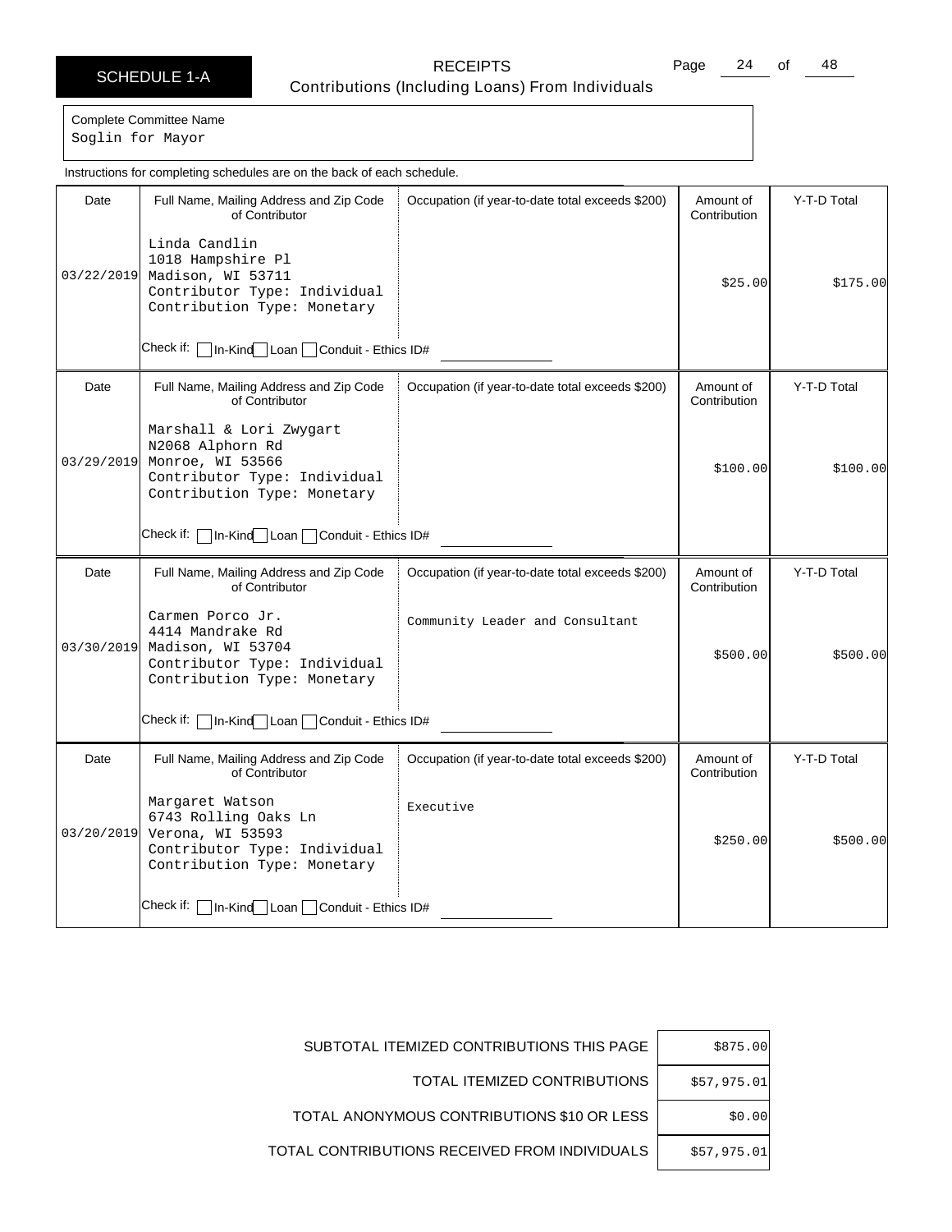# SCHEDULE 1-A

## RECEIPTS
### Contributions (Including Loans) From Individuals

Complete Committee Name
Soglin for Mayor

Instructions for completing schedules are on the back of each schedule.

| Date | Full Name, Mailing Address and Zip Code of Contributor | Occupation (if year-to-date total exceeds $200) | Amount of Contribution | Y-T-D Total |
|---|---|---|---|---|
| 03/22/2019 | Linda Candlin<br>1018 Hampshire Pl<br>Madison, WI 53711<br>Contributor Type: Individual<br>Contribution Type: Monetary<br>Check if: ☐ In-Kind ☐ Loan ☐ Conduit - Ethics ID# | | $25.00 | $175.00 |
| 03/29/2019 | Marshall & Lori Zwygart<br>N2068 Alphorn Rd<br>Monroe, WI 53566<br>Contributor Type: Individual<br>Contribution Type: Monetary<br>Check if: ☐ In-Kind ☐ Loan ☐ Conduit - Ethics ID# | | $100.00 | $100.00 |
| 03/30/2019 | Carmen Porco Jr.<br>4414 Mandrake Rd<br>Madison, WI 53704<br>Contributor Type: Individual<br>Contribution Type: Monetary<br>Check if: ☐ In-Kind ☐ Loan ☐ Conduit - Ethics ID# | Community Leader and Consultant | $500.00 | $500.00 |
| 03/20/2019 | Margaret Watson<br>6743 Rolling Oaks Ln<br>Verona, WI 53593<br>Contributor Type: Individual<br>Contribution Type: Monetary<br>Check if: ☐ In-Kind ☐ Loan ☐ Conduit - Ethics ID# | Executive | $250.00 | $500.00 |

| | |
|---|---|
| SUBTOTAL ITEMIZED CONTRIBUTIONS THIS PAGE | $875.00 |
| TOTAL ITEMIZED CONTRIBUTIONS | $57,975.01 |
| TOTAL ANONYMOUS CONTRIBUTIONS $10 OR LESS | $0.00 |
| TOTAL CONTRIBUTIONS RECEIVED FROM INDIVIDUALS | $57,975.01 |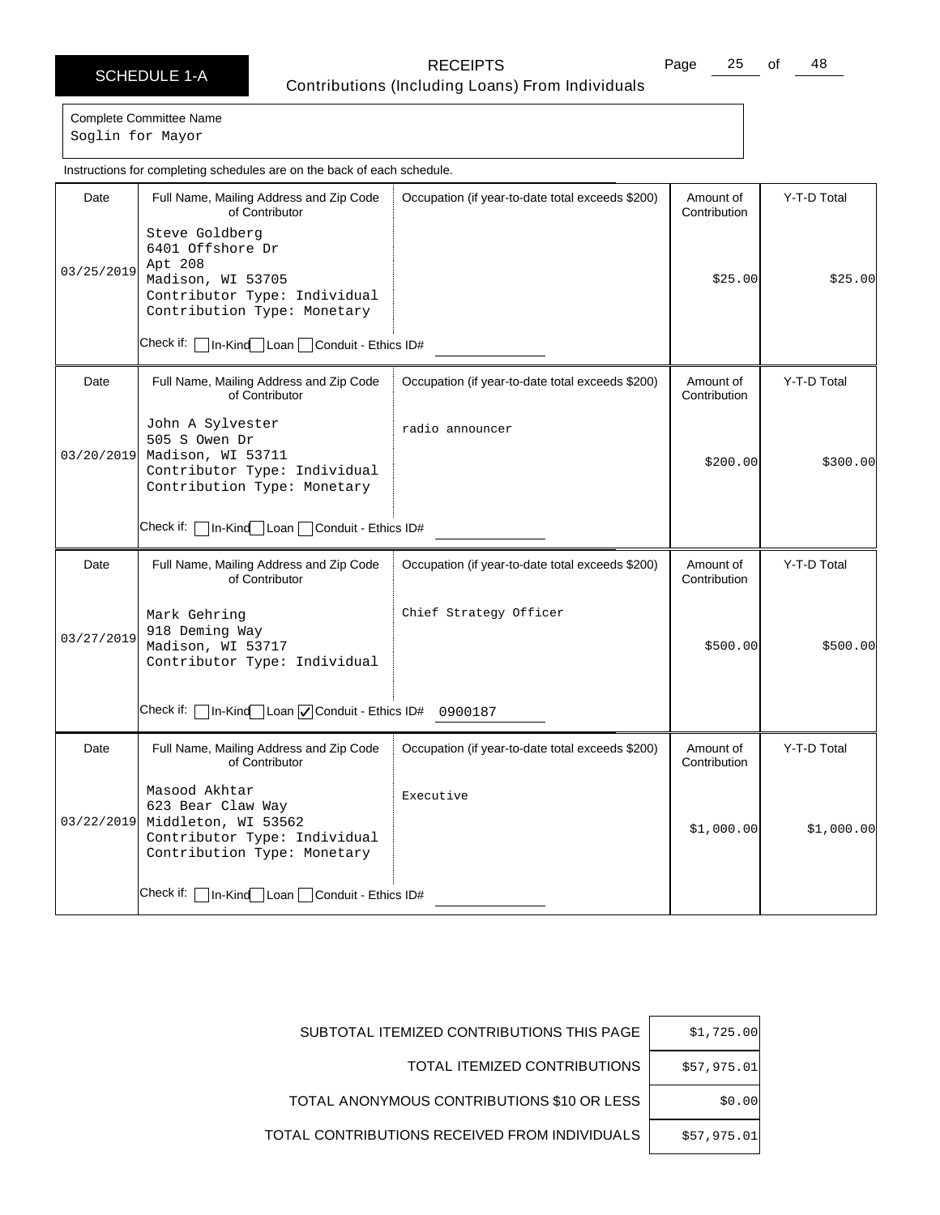# SCHEDULE 1-A

## RECEIPTS
### Contributions (Including Loans) From Individuals

Complete Committee Name
Soglin for Mayor

Instructions for completing schedules are on the back of each schedule.

| Date | Full Name, Mailing Address and Zip Code of Contributor | Occupation (if year-to-date total exceeds $200) | Amount of Contribution | Y-T-D Total |
|---|---|---|---|---|
| 03/25/2019 | Steve Goldberg<br>6401 Offshore Dr<br>Apt 208<br>Madison, WI 53705<br>Contributor Type: Individual<br>Contribution Type: Monetary<br>Check if: ☐ In-Kind ☐ Loan ☐ Conduit - Ethics ID# | | $25.00 | $25.00 |
| 03/20/2019 | John A Sylvester<br>505 S Owen Dr<br>Madison, WI 53711<br>Contributor Type: Individual<br>Contribution Type: Monetary<br>Check if: ☐ In-Kind ☐ Loan ☐ Conduit - Ethics ID# | radio announcer | $200.00 | $300.00 |
| 03/27/2019 | Mark Gehring<br>918 Deming Way<br>Madison, WI 53717<br>Contributor Type: Individual<br>Check if: ☐ In-Kind ☐ Loan ☑ Conduit - Ethics ID# 0900187 | Chief Strategy Officer | $500.00 | $500.00 |
| 03/22/2019 | Masood Akhtar<br>623 Bear Claw Way<br>Middleton, WI 53562<br>Contributor Type: Individual<br>Contribution Type: Monetary<br>Check if: ☐ In-Kind ☐ Loan ☐ Conduit - Ethics ID# | Executive | $1,000.00 | $1,000.00 |

| | |
|---|---|
| SUBTOTAL ITEMIZED CONTRIBUTIONS THIS PAGE | $1,725.00 |
| TOTAL ITEMIZED CONTRIBUTIONS | $57,975.01 |
| TOTAL ANONYMOUS CONTRIBUTIONS $10 OR LESS | $0.00 |
| TOTAL CONTRIBUTIONS RECEIVED FROM INDIVIDUALS | $57,975.01 |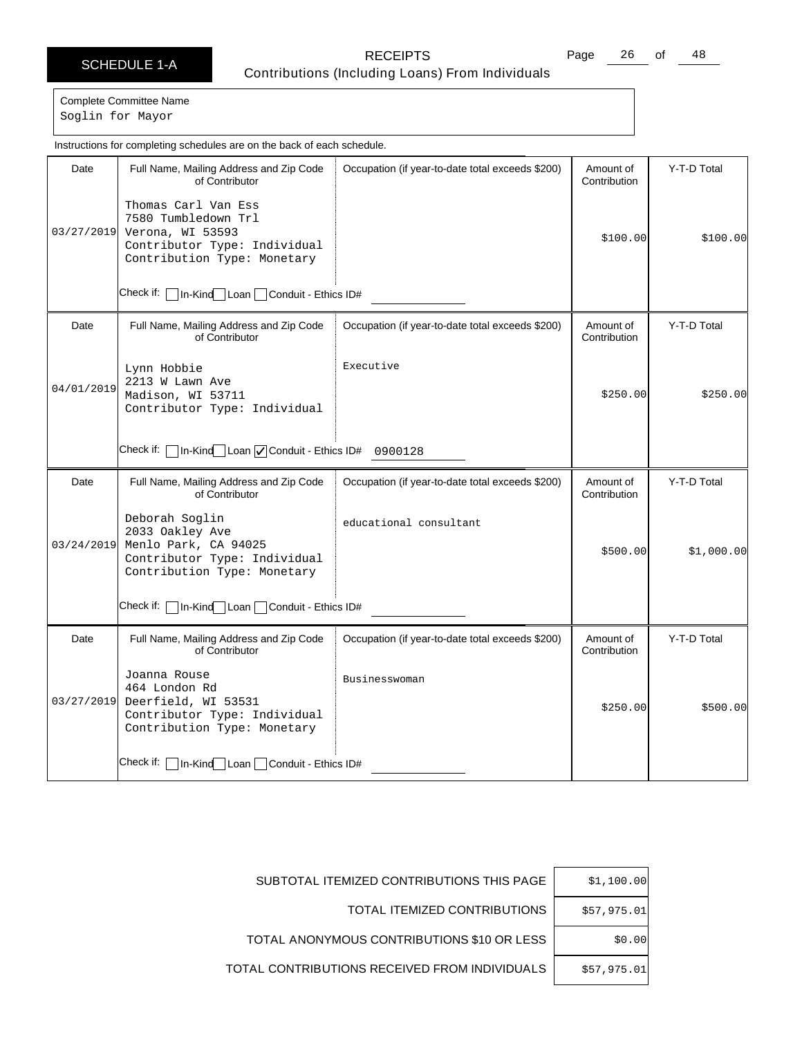# SCHEDULE 1-A

## RECEIPTS
Contributions (Including Loans) From Individuals

Complete Committee Name
Soglin for Mayor

Instructions for completing schedules are on the back of each schedule.

| Date | Full Name, Mailing Address and Zip Code of Contributor | Occupation (if year-to-date total exceeds $200) | Amount of Contribution | Y-T-D Total |
|---|---|---|---|---|
| 03/27/2019 | Thomas Carl Van Ess<br>7580 Tumbledown Trl<br>Verona, WI 53593<br>Contributor Type: Individual<br>Contribution Type: Monetary<br>Check if: ☐ In-Kind ☐ Loan ☐ Conduit - Ethics ID# | | $100.00 | $100.00 |
| 04/01/2019 | Lynn Hobbie<br>2213 W Lawn Ave<br>Madison, WI 53711<br>Contributor Type: Individual<br>Check if: ☐ In-Kind ☐ Loan ☑ Conduit - Ethics ID# 0900128 | Executive | $250.00 | $250.00 |
| 03/24/2019 | Deborah Soglin<br>2033 Oakley Ave<br>Menlo Park, CA 94025<br>Contributor Type: Individual<br>Contribution Type: Monetary<br>Check if: ☐ In-Kind ☐ Loan ☐ Conduit - Ethics ID# | educational consultant | $500.00 | $1,000.00 |
| 03/27/2019 | Joanna Rouse<br>464 London Rd<br>Deerfield, WI 53531<br>Contributor Type: Individual<br>Contribution Type: Monetary<br>Check if: ☐ In-Kind ☐ Loan ☐ Conduit - Ethics ID# | Businesswoman | $250.00 | $500.00 |

| | |
|---|---|
| SUBTOTAL ITEMIZED CONTRIBUTIONS THIS PAGE | $1,100.00 |
| TOTAL ITEMIZED CONTRIBUTIONS | $57,975.01 |
| TOTAL ANONYMOUS CONTRIBUTIONS $10 OR LESS | $0.00 |
| TOTAL CONTRIBUTIONS RECEIVED FROM INDIVIDUALS | $57,975.01 |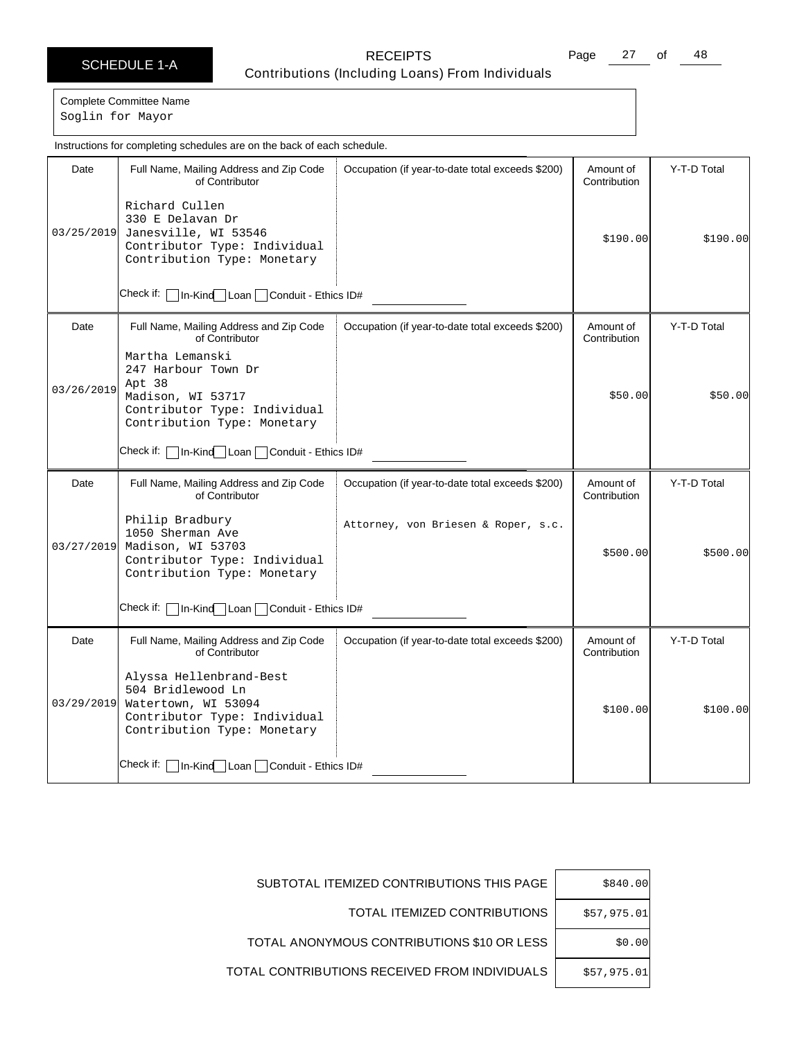# SCHEDULE 1-A

## RECEIPTS
### Contributions (Including Loans) From Individuals

Complete Committee Name
Soglin for Mayor

Instructions for completing schedules are on the back of each schedule.

| Date | Full Name, Mailing Address and Zip Code of Contributor | Occupation (if year-to-date total exceeds $200) | Amount of Contribution | Y-T-D Total |
|---|---|---|---|---|
| 03/25/2019 | Richard Cullen<br>330 E Delavan Dr<br>Janesville, WI 53546<br>Contributor Type: Individual<br>Contribution Type: Monetary<br>Check if: ☐ In-Kind ☐ Loan ☐ Conduit - Ethics ID# | | $190.00 | $190.00 |
| 03/26/2019 | Martha Lemanski<br>247 Harbour Town Dr<br>Apt 38<br>Madison, WI 53717<br>Contributor Type: Individual<br>Contribution Type: Monetary<br>Check if: ☐ In-Kind ☐ Loan ☐ Conduit - Ethics ID# | | $50.00 | $50.00 |
| 03/27/2019 | Philip Bradbury<br>1050 Sherman Ave<br>Madison, WI 53703<br>Contributor Type: Individual<br>Contribution Type: Monetary<br>Check if: ☐ In-Kind ☐ Loan ☐ Conduit - Ethics ID# | Attorney, von Briesen & Roper, s.c. | $500.00 | $500.00 |
| 03/29/2019 | Alyssa Hellenbrand-Best<br>504 Bridlewood Ln<br>Watertown, WI 53094<br>Contributor Type: Individual<br>Contribution Type: Monetary<br>Check if: ☐ In-Kind ☐ Loan ☐ Conduit - Ethics ID# | | $100.00 | $100.00 |

| | |
|---|---|
| SUBTOTAL ITEMIZED CONTRIBUTIONS THIS PAGE | $840.00 |
| TOTAL ITEMIZED CONTRIBUTIONS | $57,975.01 |
| TOTAL ANONYMOUS CONTRIBUTIONS $10 OR LESS | $0.00 |
| TOTAL CONTRIBUTIONS RECEIVED FROM INDIVIDUALS | $57,975.01 |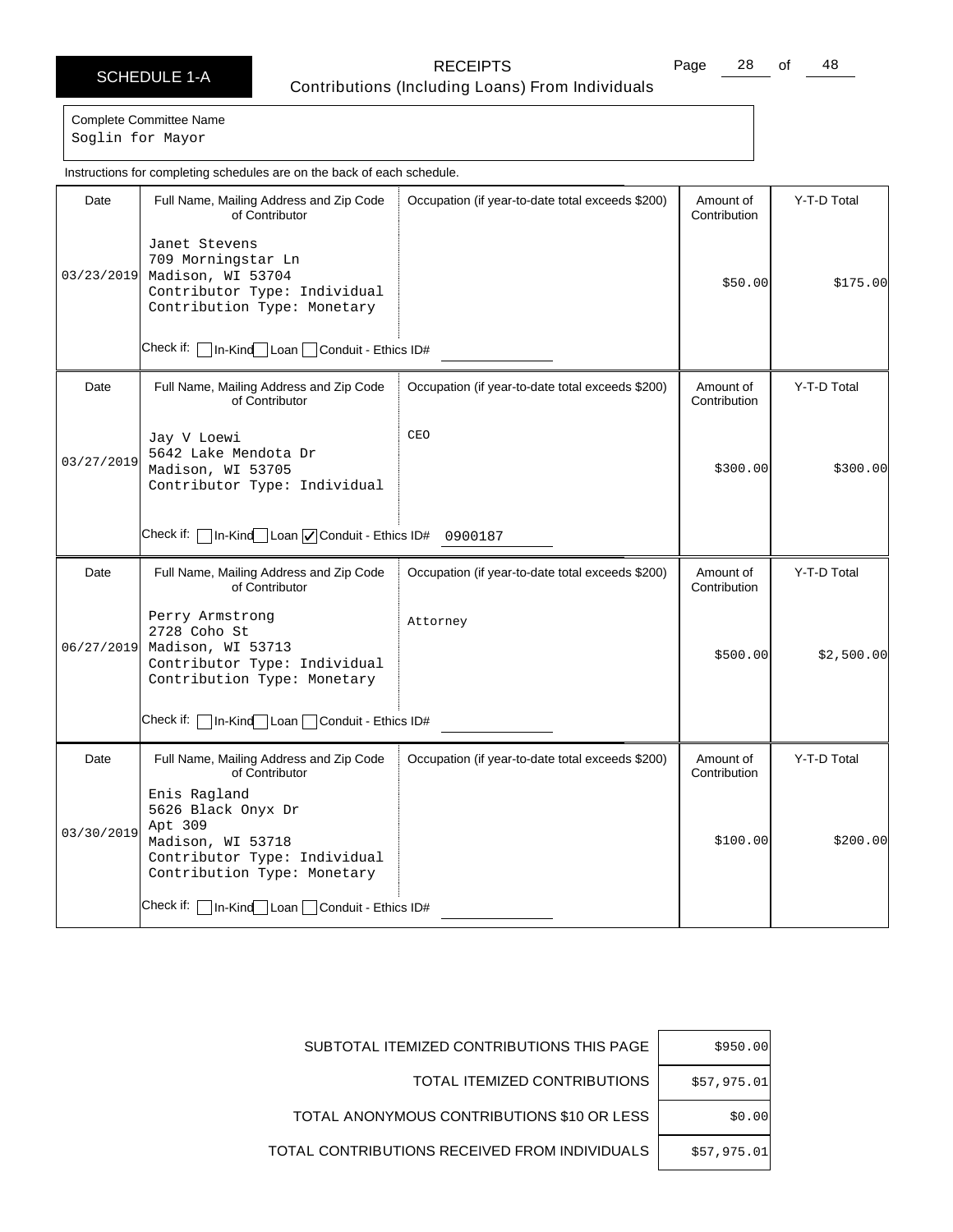# SCHEDULE 1-A

## RECEIPTS

Contributions (Including Loans) From Individuals

Complete Committee Name
Soglin for Mayor

Instructions for completing schedules are on the back of each schedule.

| Date | Full Name, Mailing Address and Zip Code of Contributor | Occupation (if year-to-date total exceeds $200) | Amount of Contribution | Y-T-D Total |
|---|---|---|---|---|
| 03/23/2019 | Janet Stevens<br>709 Morningstar Ln<br>Madison, WI 53704<br>Contributor Type: Individual<br>Contribution Type: Monetary<br>Check if: ☐ In-Kind ☐ Loan ☐ Conduit - Ethics ID# | | $50.00 | $175.00 |
| 03/27/2019 | Jay V Loewi<br>5642 Lake Mendota Dr<br>Madison, WI 53705<br>Contributor Type: Individual<br>Check if: ☐ In-Kind ☐ Loan ☑ Conduit - Ethics ID# 0900187 | CEO | $300.00 | $300.00 |
| 06/27/2019 | Perry Armstrong<br>2728 Coho St<br>Madison, WI 53713<br>Contributor Type: Individual<br>Contribution Type: Monetary<br>Check if: ☐ In-Kind ☐ Loan ☐ Conduit - Ethics ID# | Attorney | $500.00 | $2,500.00 |
| 03/30/2019 | Enis Ragland<br>5626 Black Onyx Dr<br>Apt 309<br>Madison, WI 53718<br>Contributor Type: Individual<br>Contribution Type: Monetary<br>Check if: ☐ In-Kind ☐ Loan ☐ Conduit - Ethics ID# | | $100.00 | $200.00 |

| | |
|---|---|
| SUBTOTAL ITEMIZED CONTRIBUTIONS THIS PAGE | $950.00 |
| TOTAL ITEMIZED CONTRIBUTIONS | $57,975.01 |
| TOTAL ANONYMOUS CONTRIBUTIONS $10 OR LESS | $0.00 |
| TOTAL CONTRIBUTIONS RECEIVED FROM INDIVIDUALS | $57,975.01 |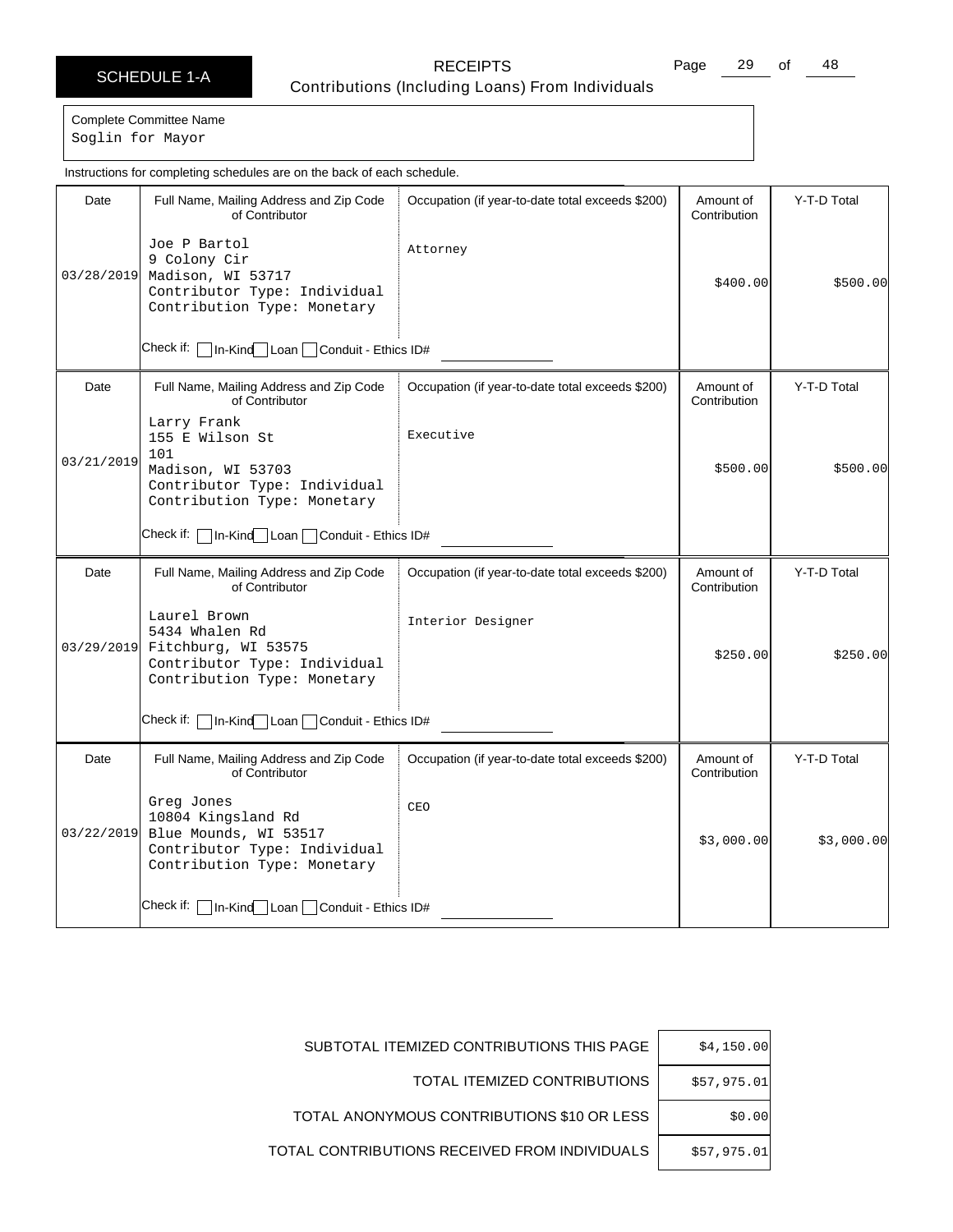# SCHEDULE 1-A

## RECEIPTS
### Contributions (Including Loans) From Individuals

Complete Committee Name
Soglin for Mayor

Instructions for completing schedules are on the back of each schedule.

| Date | Full Name, Mailing Address and Zip Code of Contributor | Occupation (if year-to-date total exceeds $200) | Amount of Contribution | Y-T-D Total |
|---|---|---|---|---|
| 03/28/2019 | Joe P Bartol<br>9 Colony Cir<br>Madison, WI 53717<br>Contributor Type: Individual<br>Contribution Type: Monetary<br>Check if: ☐ In-Kind ☐ Loan ☐ Conduit - Ethics ID# | Attorney | $400.00 | $500.00 |
| 03/21/2019 | Larry Frank<br>155 E Wilson St<br>101<br>Madison, WI 53703<br>Contributor Type: Individual<br>Contribution Type: Monetary<br>Check if: ☐ In-Kind ☐ Loan ☐ Conduit - Ethics ID# | Executive | $500.00 | $500.00 |
| 03/29/2019 | Laurel Brown<br>5434 Whalen Rd<br>Fitchburg, WI 53575<br>Contributor Type: Individual<br>Contribution Type: Monetary<br>Check if: ☐ In-Kind ☐ Loan ☐ Conduit - Ethics ID# | Interior Designer | $250.00 | $250.00 |
| 03/22/2019 | Greg Jones<br>10804 Kingsland Rd<br>Blue Mounds, WI 53517<br>Contributor Type: Individual<br>Contribution Type: Monetary<br>Check if: ☐ In-Kind ☐ Loan ☐ Conduit - Ethics ID# | CEO | $3,000.00 | $3,000.00 |

| | |
|---|---|
| SUBTOTAL ITEMIZED CONTRIBUTIONS THIS PAGE | $4,150.00 |
| TOTAL ITEMIZED CONTRIBUTIONS | $57,975.01 |
| TOTAL ANONYMOUS CONTRIBUTIONS $10 OR LESS | $0.00 |
| TOTAL CONTRIBUTIONS RECEIVED FROM INDIVIDUALS | $57,975.01 |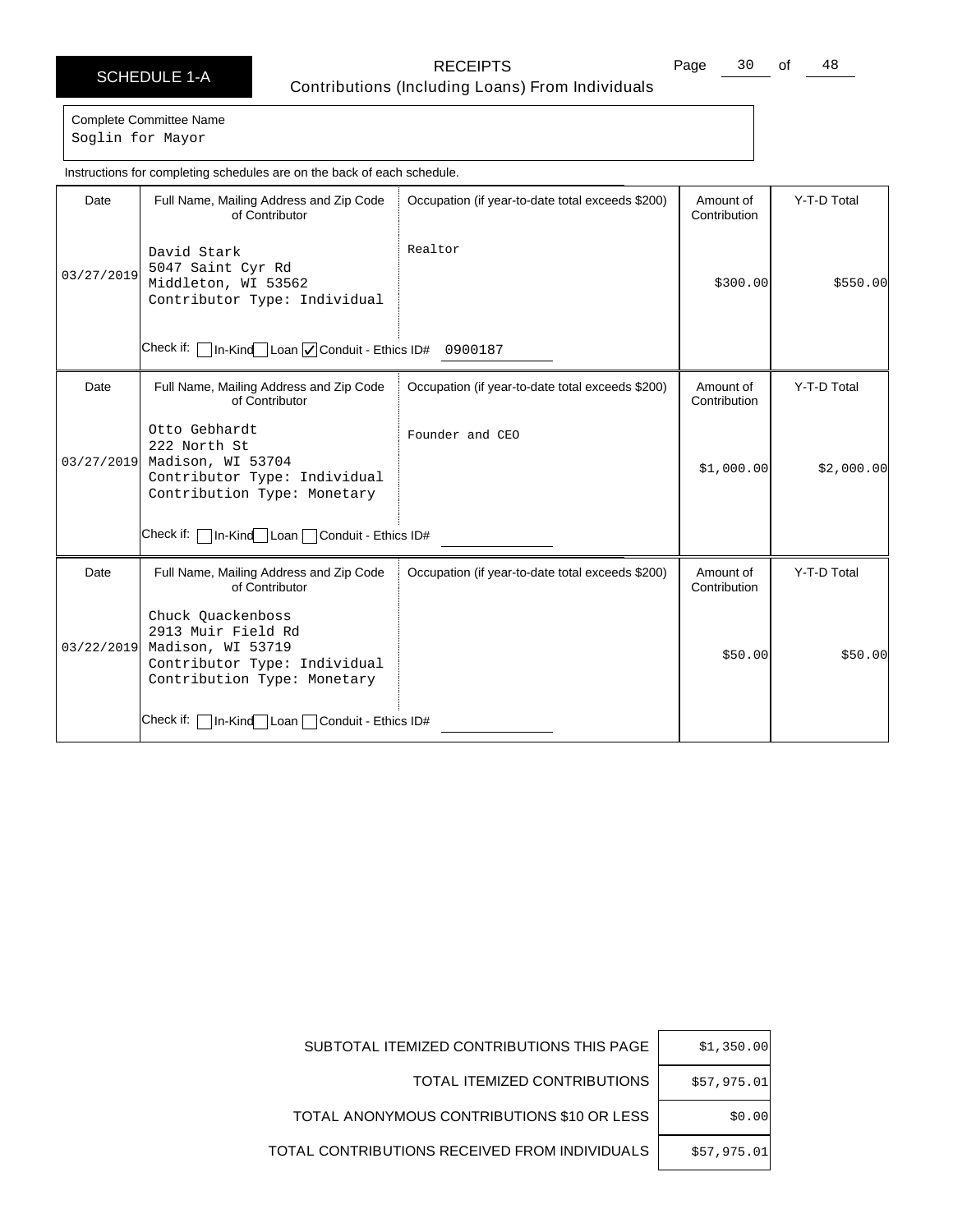# SCHEDULE 1-A

**RECEIPTS**
Contributions (Including Loans) From Individuals

Complete Committee Name
Soglin for Mayor

Instructions for completing schedules are on the back of each schedule.

| Date | Full Name, Mailing Address and Zip Code of Contributor | Occupation (if year-to-date total exceeds $200) | Amount of Contribution | Y-T-D Total |
|---|---|---|---|---|
| 03/27/2019 | David Stark<br>5047 Saint Cyr Rd<br>Middleton, WI 53562<br>Contributor Type: Individual<br>Check if: ☐ In-Kind ☐ Loan ☑ Conduit - Ethics ID# 0900187 | Realtor | $300.00 | $550.00 |
| 03/27/2019 | Otto Gebhardt<br>222 North St<br>Madison, WI 53704<br>Contributor Type: Individual<br>Contribution Type: Monetary<br>Check if: ☐ In-Kind ☐ Loan ☐ Conduit - Ethics ID# | Founder and CEO | $1,000.00 | $2,000.00 |
| 03/22/2019 | Chuck Quackenboss<br>2913 Muir Field Rd<br>Madison, WI 53719<br>Contributor Type: Individual<br>Contribution Type: Monetary<br>Check if: ☐ In-Kind ☐ Loan ☐ Conduit - Ethics ID# | | $50.00 | $50.00 |

| | |
|---|---|
| SUBTOTAL ITEMIZED CONTRIBUTIONS THIS PAGE | $1,350.00 |
| TOTAL ITEMIZED CONTRIBUTIONS | $57,975.01 |
| TOTAL ANONYMOUS CONTRIBUTIONS $10 OR LESS | $0.00 |
| TOTAL CONTRIBUTIONS RECEIVED FROM INDIVIDUALS | $57,975.01 |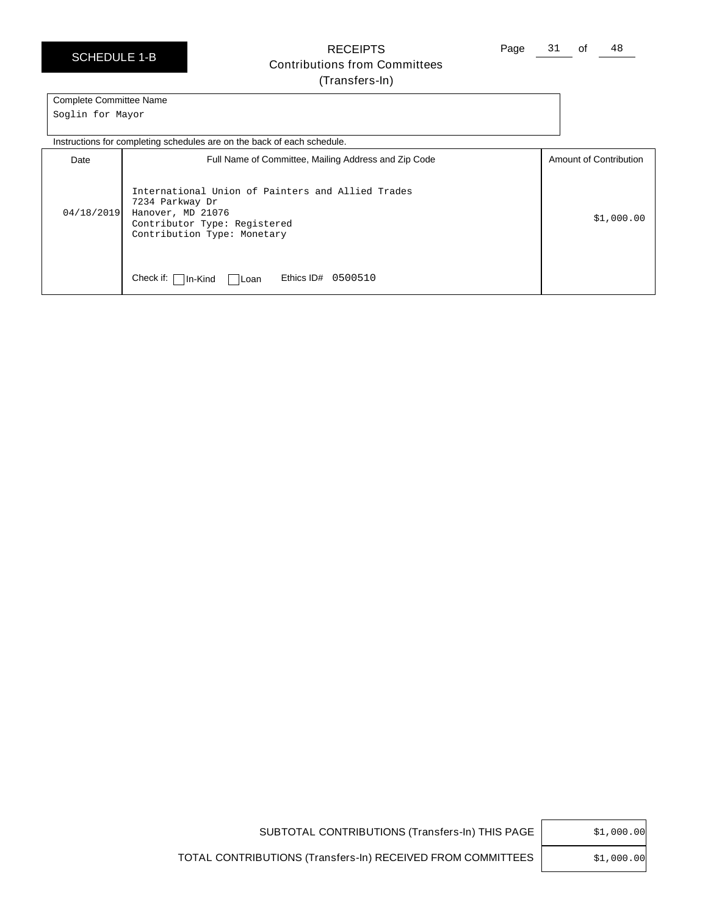SCHEDULE 1-B

# RECEIPTS
## Contributions from Committees
## (Transfers-In)

Complete Committee Name
Soglin for Mayor

Instructions for completing schedules are on the back of each schedule.

| Date | Full Name of Committee, Mailing Address and Zip Code | Amount of Contribution |
|---|---|---|
| 04/18/2019 | International Union of Painters and Allied Trades<br>7234 Parkway Dr<br>Hanover, MD 21076<br>Contributor Type: Registered<br>Contribution Type: Monetary<br><br>Check if: ☐ In-Kind ☐ Loan Ethics ID# 0500510 | $1,000.00 |

| | |
|---|---|
| SUBTOTAL CONTRIBUTIONS (Transfers-In) THIS PAGE | $1,000.00 |
| TOTAL CONTRIBUTIONS (Transfers-In) RECEIVED FROM COMMITTEES | $1,000.00 |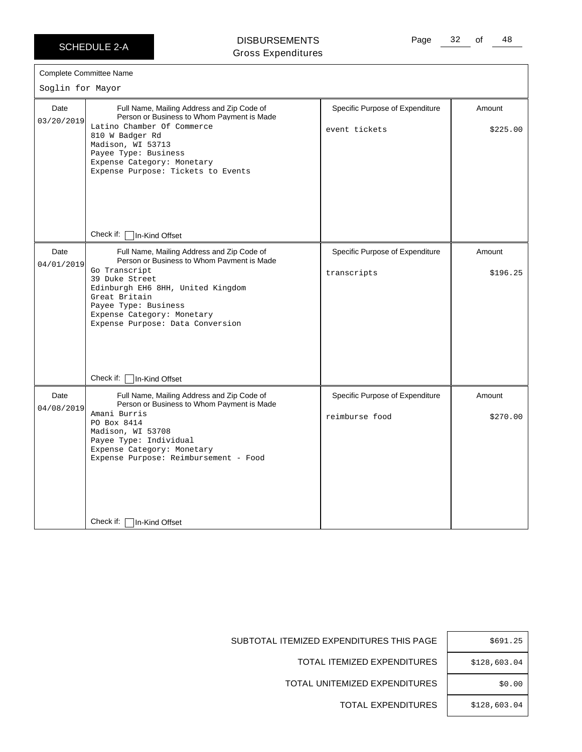SCHEDULE 2-A

# DISBURSEMENTS
## Gross Expenditures

Complete Committee Name

Soglin for Mayor

| Date | Full Name, Mailing Address and Zip Code of Person or Business to Whom Payment is Made | Specific Purpose of Expenditure | Amount |
|---|---|---|---|
| 03/20/2019 | Latino Chamber Of Commerce<br>810 W Badger Rd<br>Madison, WI 53713<br>Payee Type: Business<br>Expense Category: Monetary<br>Expense Purpose: Tickets to Events<br><br>Check if: ☐ In-Kind Offset | event tickets | $225.00 |
| 04/01/2019 | Go Transcript<br>39 Duke Street<br>Edinburgh EH6 8HH, United Kingdom<br>Great Britain<br>Payee Type: Business<br>Expense Category: Monetary<br>Expense Purpose: Data Conversion<br><br>Check if: ☐ In-Kind Offset | transcripts | $196.25 |
| 04/08/2019 | Amani Burris<br>PO Box 8414<br>Madison, WI 53708<br>Payee Type: Individual<br>Expense Category: Monetary<br>Expense Purpose: Reimbursement - Food<br><br>Check if: ☐ In-Kind Offset | reimburse food | $270.00 |

| | |
|---|---|
| SUBTOTAL ITEMIZED EXPENDITURES THIS PAGE | $691.25 |
| TOTAL ITEMIZED EXPENDITURES | $128,603.04 |
| TOTAL UNITEMIZED EXPENDITURES | $0.00 |
| TOTAL EXPENDITURES | $128,603.04 |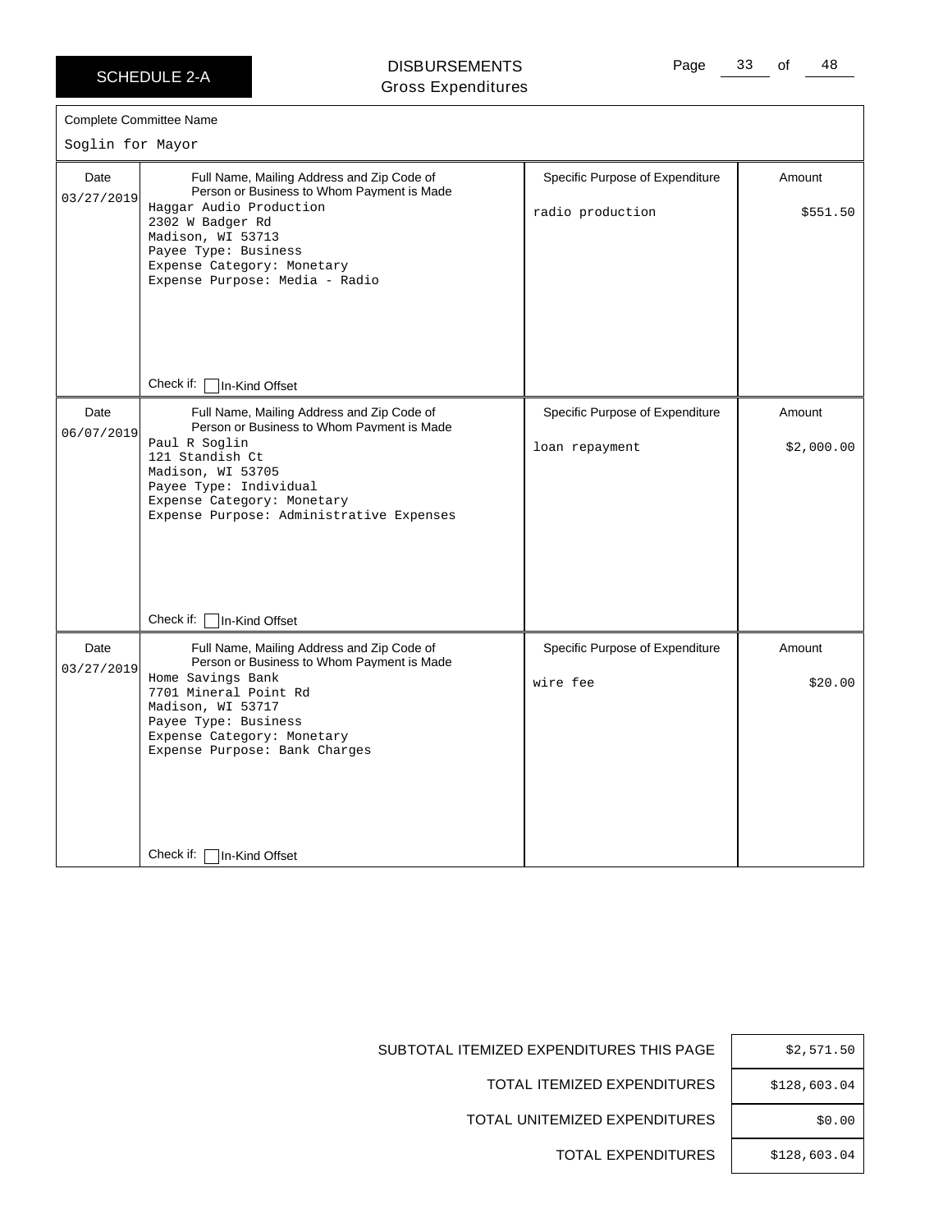SCHEDULE 2-A

# DISBURSEMENTS
Gross Expenditures

Complete Committee Name

Soglin for Mayor

| Date | Full Name, Mailing Address and Zip Code of Person or Business to Whom Payment is Made | Specific Purpose of Expenditure | Amount |
|---|---|---|---|
| 03/27/2019 | Haggar Audio Production<br>2302 W Badger Rd<br>Madison, WI 53713<br>Payee Type: Business<br>Expense Category: Monetary<br>Expense Purpose: Media - Radio<br><br>Check if: ☐ In-Kind Offset | radio production | $551.50 |
| 06/07/2019 | Paul R Soglin<br>121 Standish Ct<br>Madison, WI 53705<br>Payee Type: Individual<br>Expense Category: Monetary<br>Expense Purpose: Administrative Expenses<br><br>Check if: ☐ In-Kind Offset | loan repayment | $2,000.00 |
| 03/27/2019 | Home Savings Bank<br>7701 Mineral Point Rd<br>Madison, WI 53717<br>Payee Type: Business<br>Expense Category: Monetary<br>Expense Purpose: Bank Charges<br><br>Check if: ☐ In-Kind Offset | wire fee | $20.00 |

| | |
|---|---|
| SUBTOTAL ITEMIZED EXPENDITURES THIS PAGE | $2,571.50 |
| TOTAL ITEMIZED EXPENDITURES | $128,603.04 |
| TOTAL UNITEMIZED EXPENDITURES | $0.00 |
| TOTAL EXPENDITURES | $128,603.04 |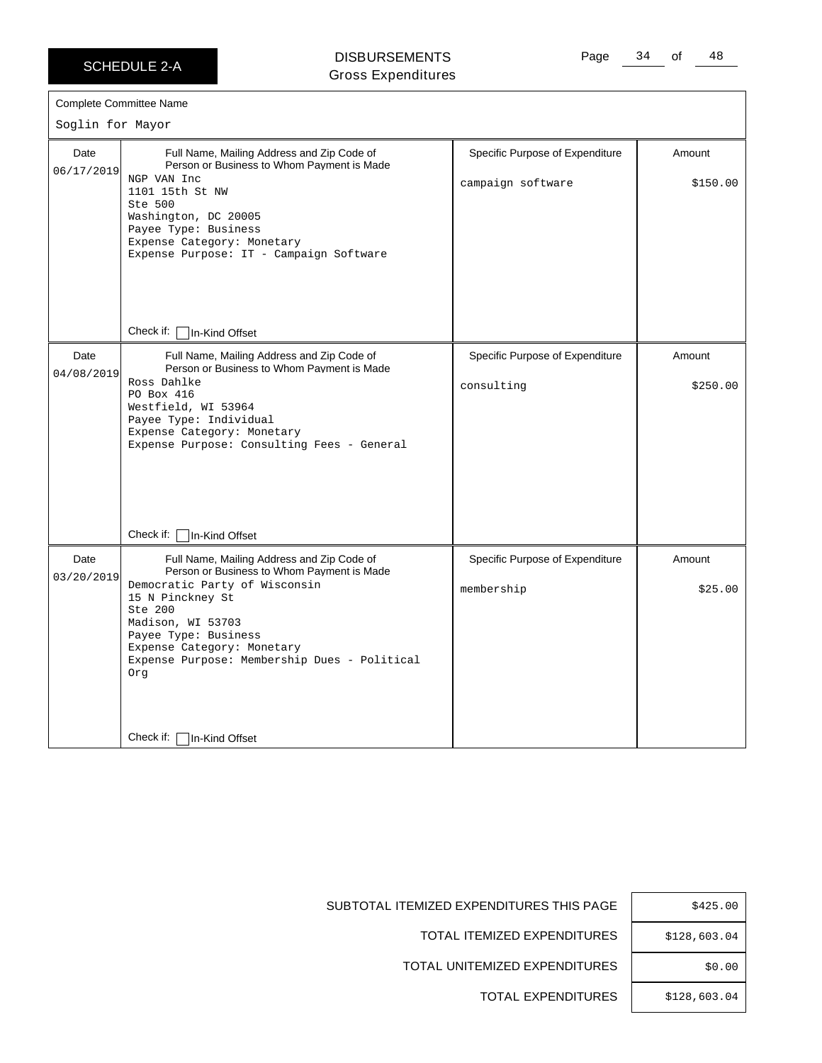SCHEDULE 2-A

# DISBURSEMENTS
Gross Expenditures

Complete Committee Name

Soglin for Mayor

| Date | Full Name, Mailing Address and Zip Code of Person or Business to Whom Payment is Made | Specific Purpose of Expenditure | Amount |
|---|---|---|---|
| 06/17/2019 | NGP VAN Inc<br>1101 15th St NW<br>Ste 500<br>Washington, DC 20005<br>Payee Type: Business<br>Expense Category: Monetary<br>Expense Purpose: IT - Campaign Software<br><br>Check if: ☐ In-Kind Offset | campaign software | $150.00 |
| 04/08/2019 | Ross Dahlke<br>PO Box 416<br>Westfield, WI 53964<br>Payee Type: Individual<br>Expense Category: Monetary<br>Expense Purpose: Consulting Fees - General<br><br>Check if: ☐ In-Kind Offset | consulting | $250.00 |
| 03/20/2019 | Democratic Party of Wisconsin<br>15 N Pinckney St<br>Ste 200<br>Madison, WI 53703<br>Payee Type: Business<br>Expense Category: Monetary<br>Expense Purpose: Membership Dues - Political Org<br><br>Check if: ☐ In-Kind Offset | membership | $25.00 |

| | |
|---|---|
| SUBTOTAL ITEMIZED EXPENDITURES THIS PAGE | $425.00 |
| TOTAL ITEMIZED EXPENDITURES | $128,603.04 |
| TOTAL UNITEMIZED EXPENDITURES | $0.00 |
| TOTAL EXPENDITURES | $128,603.04 |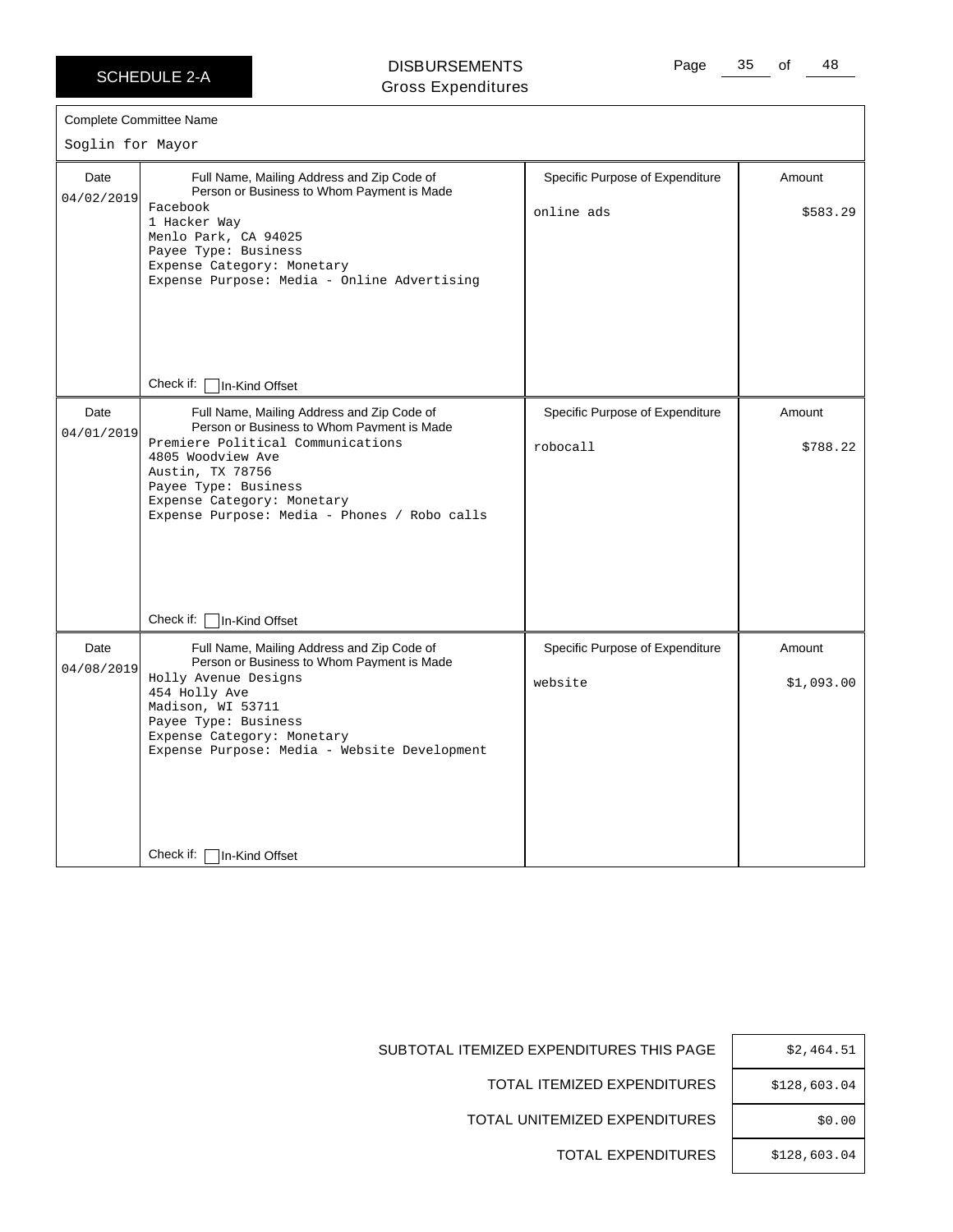**SCHEDULE 2-A**

# DISBURSEMENTS
## Gross Expenditures

**Complete Committee Name**

Soglin for Mayor

| Date | Full Name, Mailing Address and Zip Code of Person or Business to Whom Payment is Made | Specific Purpose of Expenditure | Amount |
|---|---|---|---|
| 04/02/2019 | Facebook<br>1 Hacker Way<br>Menlo Park, CA 94025<br>Payee Type: Business<br>Expense Category: Monetary<br>Expense Purpose: Media - Online Advertising<br><br>Check if: ☐ In-Kind Offset | online ads | $583.29 |
| 04/01/2019 | Premiere Political Communications<br>4805 Woodview Ave<br>Austin, TX 78756<br>Payee Type: Business<br>Expense Category: Monetary<br>Expense Purpose: Media - Phones / Robo calls<br><br>Check if: ☐ In-Kind Offset | robocall | $788.22 |
| 04/08/2019 | Holly Avenue Designs<br>454 Holly Ave<br>Madison, WI 53711<br>Payee Type: Business<br>Expense Category: Monetary<br>Expense Purpose: Media - Website Development<br><br>Check if: ☐ In-Kind Offset | website | $1,093.00 |

| | |
|---|---|
| SUBTOTAL ITEMIZED EXPENDITURES THIS PAGE | $2,464.51 |
| TOTAL ITEMIZED EXPENDITURES | $128,603.04 |
| TOTAL UNITEMIZED EXPENDITURES | $0.00 |
| TOTAL EXPENDITURES | $128,603.04 |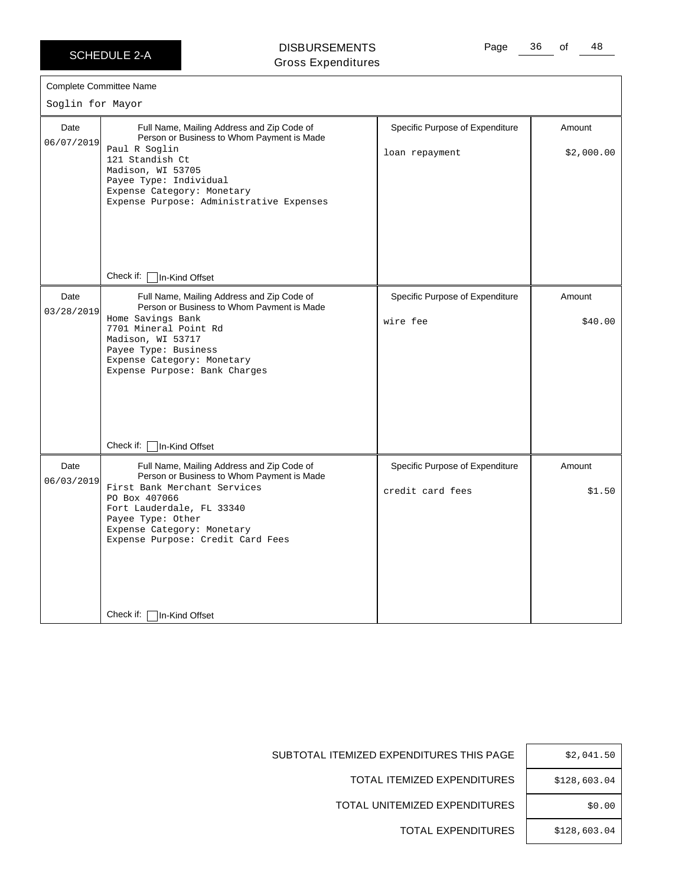SCHEDULE 2-A

# DISBURSEMENTS
Gross Expenditures

Complete Committee Name

Soglin for Mayor

| Date | Full Name, Mailing Address and Zip Code of Person or Business to Whom Payment is Made | Specific Purpose of Expenditure | Amount |
|---|---|---|---|
| 06/07/2019 | Paul R Soglin<br>121 Standish Ct<br>Madison, WI 53705<br>Payee Type: Individual<br>Expense Category: Monetary<br>Expense Purpose: Administrative Expenses<br><br>Check if: ☐ In-Kind Offset | loan repayment | $2,000.00 |
| 03/28/2019 | Home Savings Bank<br>7701 Mineral Point Rd<br>Madison, WI 53717<br>Payee Type: Business<br>Expense Category: Monetary<br>Expense Purpose: Bank Charges<br><br>Check if: ☐ In-Kind Offset | wire fee | $40.00 |
| 06/03/2019 | First Bank Merchant Services<br>PO Box 407066<br>Fort Lauderdale, FL 33340<br>Payee Type: Other<br>Expense Category: Monetary<br>Expense Purpose: Credit Card Fees<br><br>Check if: ☐ In-Kind Offset | credit card fees | $1.50 |

| | |
|---|---|
| SUBTOTAL ITEMIZED EXPENDITURES THIS PAGE | $2,041.50 |
| TOTAL ITEMIZED EXPENDITURES | $128,603.04 |
| TOTAL UNITEMIZED EXPENDITURES | $0.00 |
| TOTAL EXPENDITURES | $128,603.04 |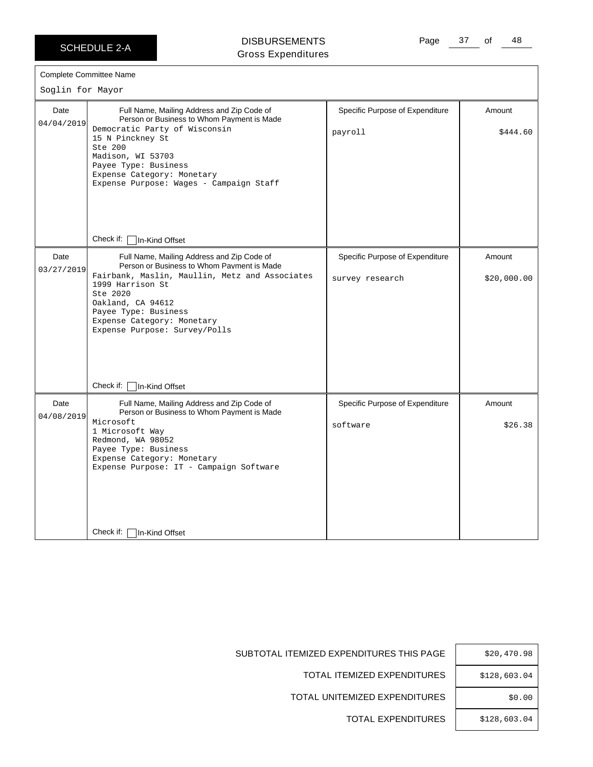# SCHEDULE 2-A

## DISBURSEMENTS
Gross Expenditures

**Complete Committee Name**

Soglin for Mayor

| Date | Full Name, Mailing Address and Zip Code of Person or Business to Whom Payment is Made | Specific Purpose of Expenditure | Amount |
|---|---|---|---|
| 04/04/2019 | Democratic Party of Wisconsin<br>15 N Pinckney St<br>Ste 200<br>Madison, WI 53703<br>Payee Type: Business<br>Expense Category: Monetary<br>Expense Purpose: Wages - Campaign Staff<br>Check if: ☐ In-Kind Offset | payroll | $444.60 |
| 03/27/2019 | Fairbank, Maslin, Maullin, Metz and Associates<br>1999 Harrison St<br>Ste 2020<br>Oakland, CA 94612<br>Payee Type: Business<br>Expense Category: Monetary<br>Expense Purpose: Survey/Polls<br>Check if: ☐ In-Kind Offset | survey research | $20,000.00 |
| 04/08/2019 | Microsoft<br>1 Microsoft Way<br>Redmond, WA 98052<br>Payee Type: Business<br>Expense Category: Monetary<br>Expense Purpose: IT - Campaign Software<br>Check if: ☐ In-Kind Offset | software | $26.38 |

| | |
|---|---|
| SUBTOTAL ITEMIZED EXPENDITURES THIS PAGE | $20,470.98 |
| TOTAL ITEMIZED EXPENDITURES | $128,603.04 |
| TOTAL UNITEMIZED EXPENDITURES | $0.00 |
| TOTAL EXPENDITURES | $128,603.04 |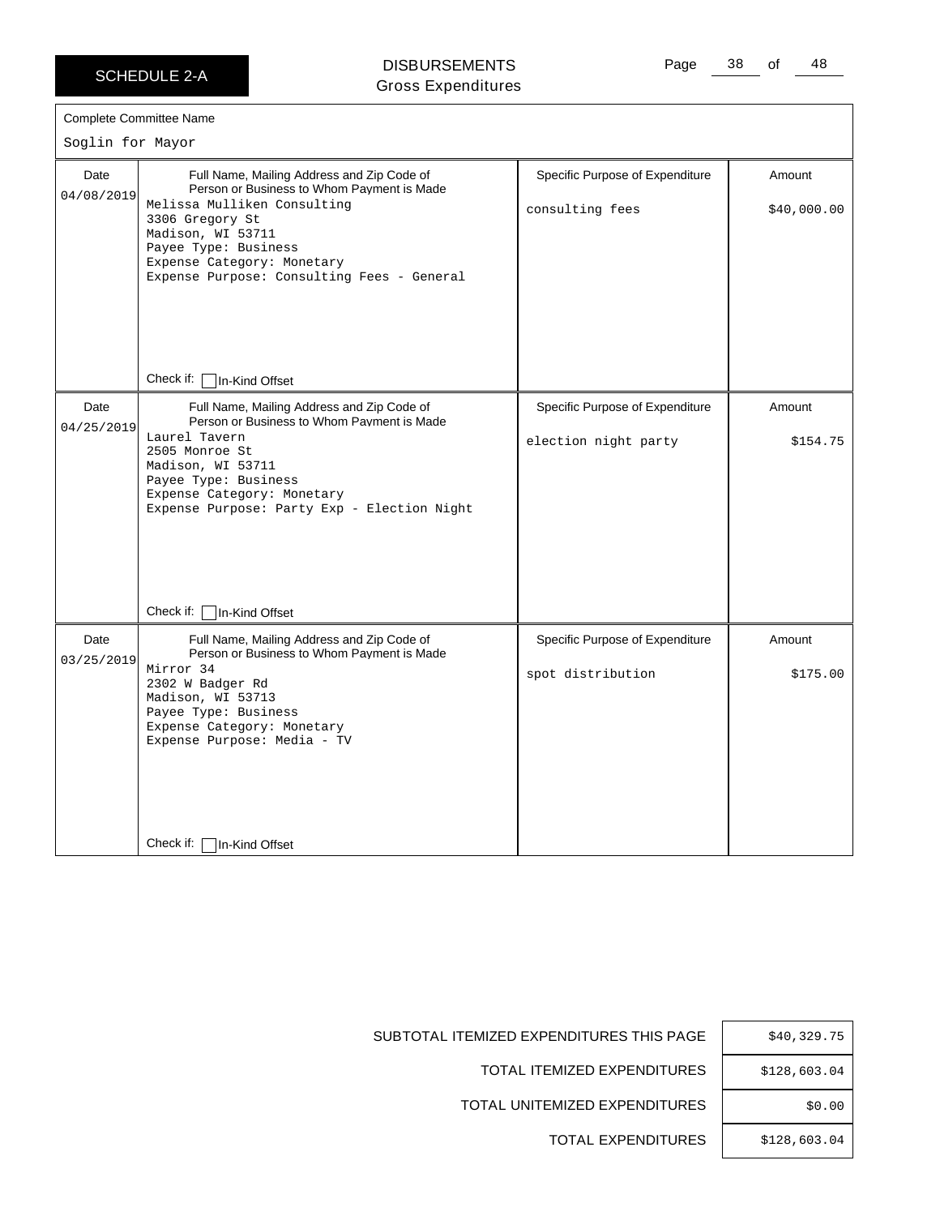**SCHEDULE 2-A**

# DISBURSEMENTS
## Gross Expenditures

Complete Committee Name

Soglin for Mayor

| Date | Full Name, Mailing Address and Zip Code of Person or Business to Whom Payment is Made | Specific Purpose of Expenditure | Amount |
|---|---|---|---|
| 04/08/2019 | Melissa Mulliken Consulting<br>3306 Gregory St<br>Madison, WI 53711<br>Payee Type: Business<br>Expense Category: Monetary<br>Expense Purpose: Consulting Fees - General<br><br>Check if: ☐ In-Kind Offset | consulting fees | $40,000.00 |
| 04/25/2019 | Laurel Tavern<br>2505 Monroe St<br>Madison, WI 53711<br>Payee Type: Business<br>Expense Category: Monetary<br>Expense Purpose: Party Exp - Election Night<br><br>Check if: ☐ In-Kind Offset | election night party | $154.75 |
| 03/25/2019 | Mirror 34<br>2302 W Badger Rd<br>Madison, WI 53713<br>Payee Type: Business<br>Expense Category: Monetary<br>Expense Purpose: Media - TV<br><br>Check if: ☐ In-Kind Offset | spot distribution | $175.00 |

| | |
|---|---|
| SUBTOTAL ITEMIZED EXPENDITURES THIS PAGE | $40,329.75 |
| TOTAL ITEMIZED EXPENDITURES | $128,603.04 |
| TOTAL UNITEMIZED EXPENDITURES | $0.00 |
| TOTAL EXPENDITURES | $128,603.04 |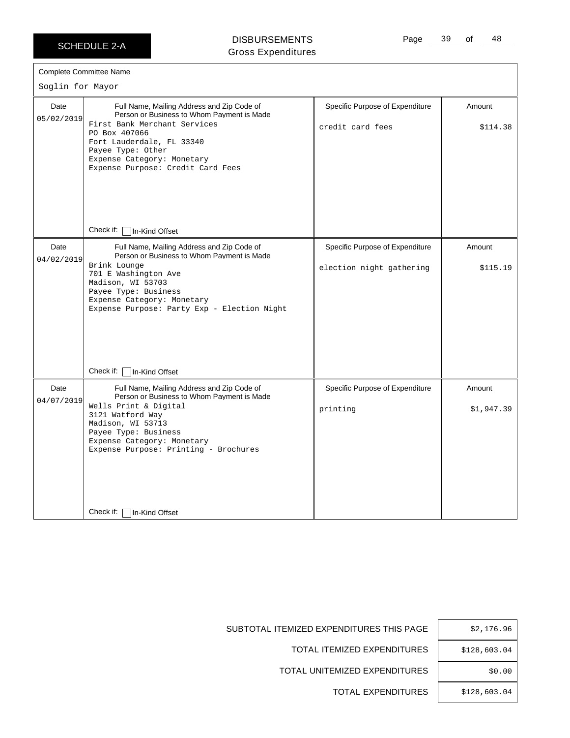SCHEDULE 2-A

# DISBURSEMENTS
Gross Expenditures

Complete Committee Name

Soglin for Mayor

| Date | Full Name, Mailing Address and Zip Code of Person or Business to Whom Payment is Made | Specific Purpose of Expenditure | Amount |
|---|---|---|---|
| 05/02/2019 | First Bank Merchant Services<br>PO Box 407066<br>Fort Lauderdale, FL 33340<br>Payee Type: Other<br>Expense Category: Monetary<br>Expense Purpose: Credit Card Fees<br><br>Check if: ☐ In-Kind Offset | credit card fees | $114.38 |
| 04/02/2019 | Brink Lounge<br>701 E Washington Ave<br>Madison, WI 53703<br>Payee Type: Business<br>Expense Category: Monetary<br>Expense Purpose: Party Exp - Election Night<br><br>Check if: ☐ In-Kind Offset | election night gathering | $115.19 |
| 04/07/2019 | Wells Print & Digital<br>3121 Watford Way<br>Madison, WI 53713<br>Payee Type: Business<br>Expense Category: Monetary<br>Expense Purpose: Printing - Brochures<br><br>Check if: ☐ In-Kind Offset | printing | $1,947.39 |

| | |
|---|---|
| SUBTOTAL ITEMIZED EXPENDITURES THIS PAGE | $2,176.96 |
| TOTAL ITEMIZED EXPENDITURES | $128,603.04 |
| TOTAL UNITEMIZED EXPENDITURES | $0.00 |
| TOTAL EXPENDITURES | $128,603.04 |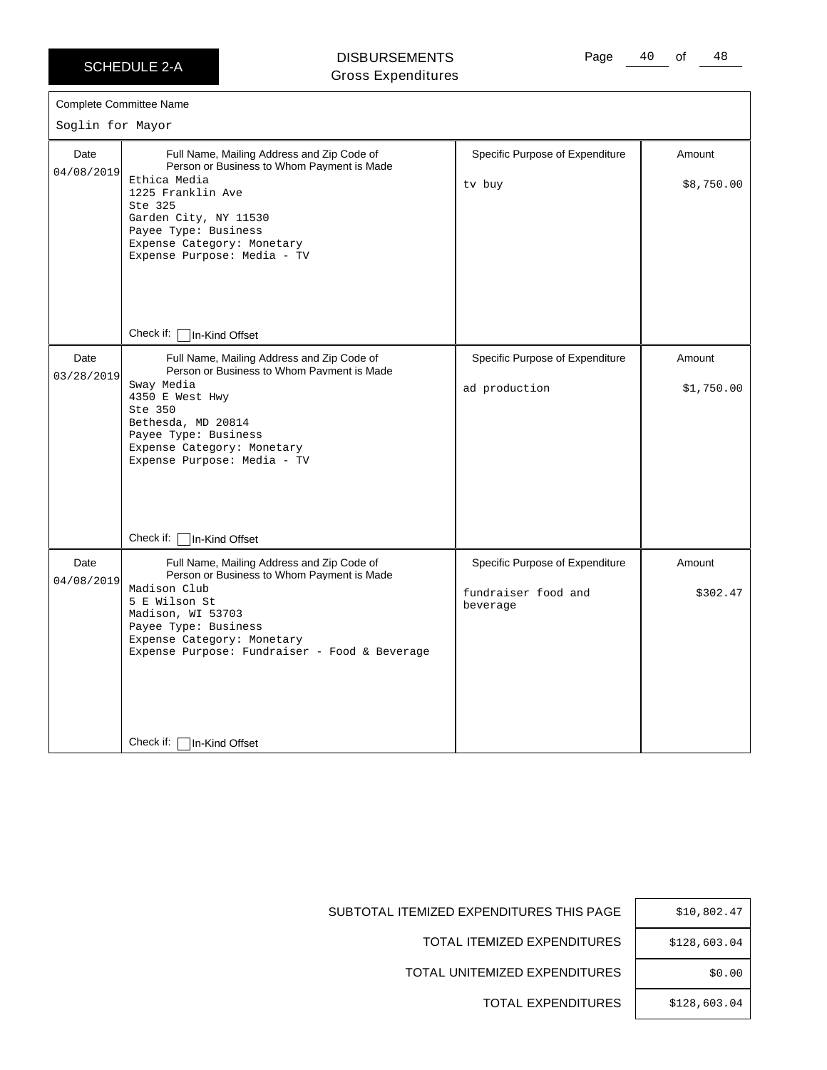# SCHEDULE 2-A

## DISBURSEMENTS
### Gross Expenditures

**Complete Committee Name**

Soglin for Mayor

| Date | Full Name, Mailing Address and Zip Code of Person or Business to Whom Payment is Made | Specific Purpose of Expenditure | Amount |
|---|---|---|---|
| 04/08/2019 | Ethica Media<br>1225 Franklin Ave<br>Ste 325<br>Garden City, NY 11530<br>Payee Type: Business<br>Expense Category: Monetary<br>Expense Purpose: Media - TV<br><br>Check if: ☐ In-Kind Offset | tv buy | $8,750.00 |
| 03/28/2019 | Sway Media<br>4350 E West Hwy<br>Ste 350<br>Bethesda, MD 20814<br>Payee Type: Business<br>Expense Category: Monetary<br>Expense Purpose: Media - TV<br><br>Check if: ☐ In-Kind Offset | ad production | $1,750.00 |
| 04/08/2019 | Madison Club<br>5 E Wilson St<br>Madison, WI 53703<br>Payee Type: Business<br>Expense Category: Monetary<br>Expense Purpose: Fundraiser - Food & Beverage<br><br>Check if: ☐ In-Kind Offset | fundraiser food and beverage | $302.47 |

| | |
|---|---|
| SUBTOTAL ITEMIZED EXPENDITURES THIS PAGE | $10,802.47 |
| TOTAL ITEMIZED EXPENDITURES | $128,603.04 |
| TOTAL UNITEMIZED EXPENDITURES | $0.00 |
| TOTAL EXPENDITURES | $128,603.04 |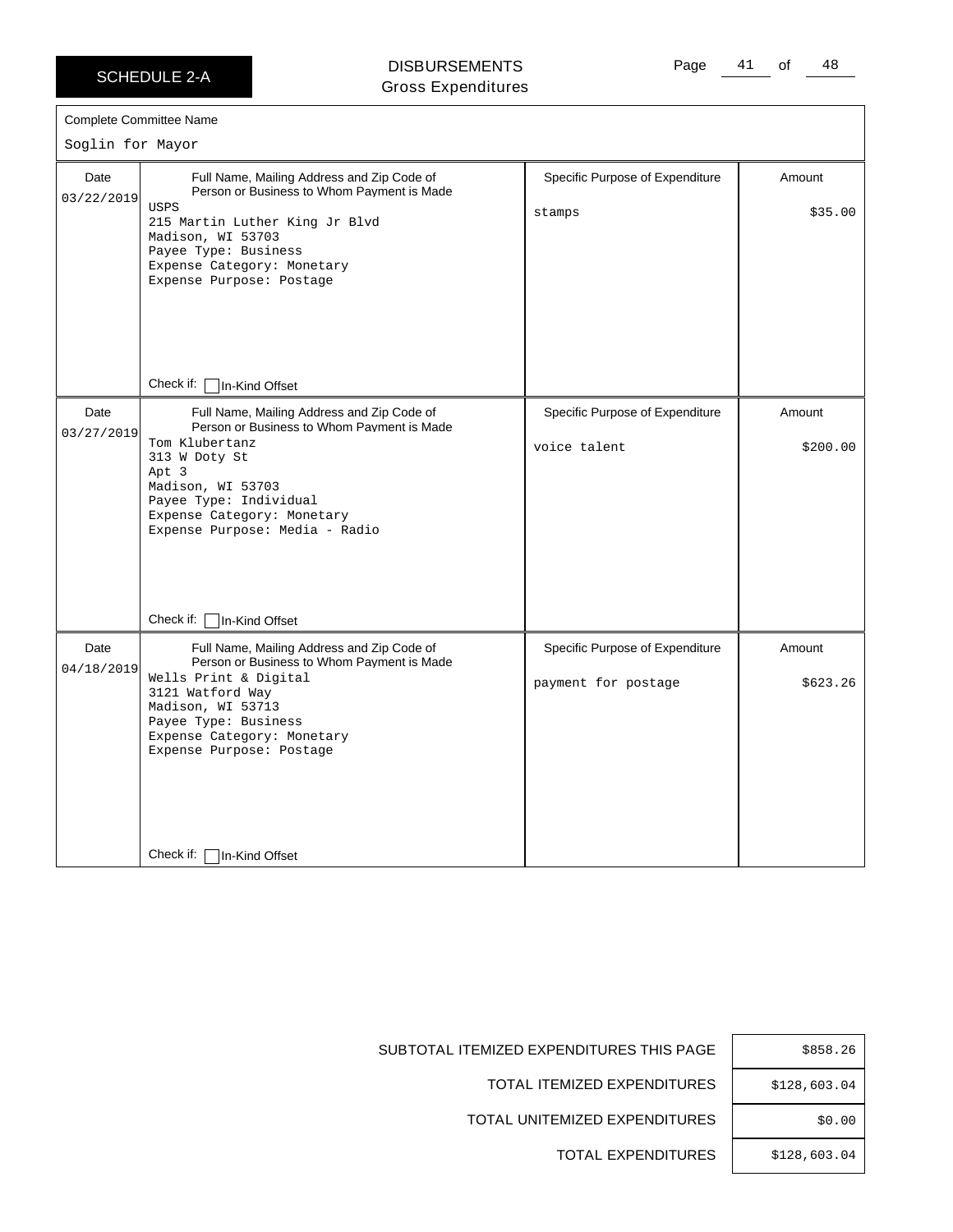SCHEDULE 2-A

# DISBURSEMENTS
Gross Expenditures

Complete Committee Name

Soglin for Mayor

| Date | Full Name, Mailing Address and Zip Code of Person or Business to Whom Payment is Made | Specific Purpose of Expenditure | Amount |
|---|---|---|---|
| 03/22/2019 | USPS<br>215 Martin Luther King Jr Blvd<br>Madison, WI 53703<br>Payee Type: Business<br>Expense Category: Monetary<br>Expense Purpose: Postage<br>Check if: ☐ In-Kind Offset | stamps | $35.00 |
| 03/27/2019 | Tom Klubertanz<br>313 W Doty St<br>Apt 3<br>Madison, WI 53703<br>Payee Type: Individual<br>Expense Category: Monetary<br>Expense Purpose: Media - Radio<br>Check if: ☐ In-Kind Offset | voice talent | $200.00 |
| 04/18/2019 | Wells Print & Digital<br>3121 Watford Way<br>Madison, WI 53713<br>Payee Type: Business<br>Expense Category: Monetary<br>Expense Purpose: Postage<br>Check if: ☐ In-Kind Offset | payment for postage | $623.26 |

| | |
|---|---|
| SUBTOTAL ITEMIZED EXPENDITURES THIS PAGE | $858.26 |
| TOTAL ITEMIZED EXPENDITURES | $128,603.04 |
| TOTAL UNITEMIZED EXPENDITURES | $0.00 |
| TOTAL EXPENDITURES | $128,603.04 |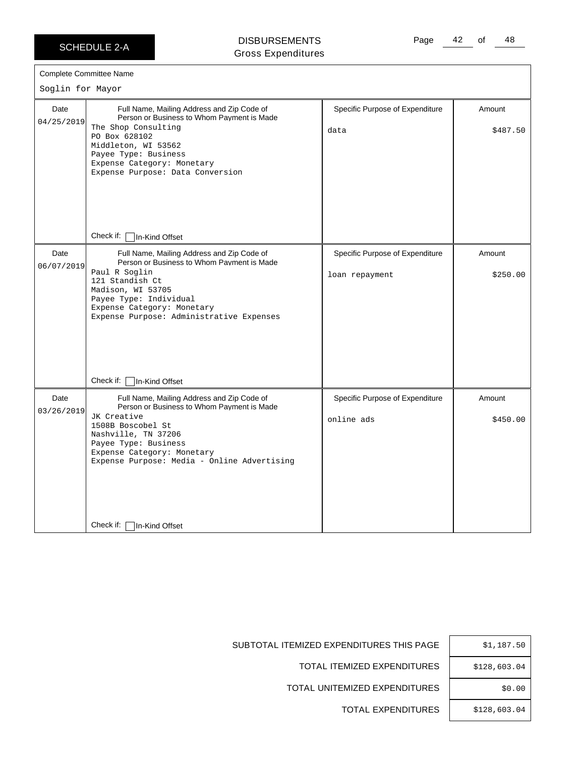SCHEDULE 2-A

# DISBURSEMENTS
Gross Expenditures

Complete Committee Name

Soglin for Mayor

| Date | Full Name, Mailing Address and Zip Code of Person or Business to Whom Payment is Made | Specific Purpose of Expenditure | Amount |
|---|---|---|---|
| 04/25/2019 | The Shop Consulting<br>PO Box 628102<br>Middleton, WI 53562<br>Payee Type: Business<br>Expense Category: Monetary<br>Expense Purpose: Data Conversion<br>Check if: ☐ In-Kind Offset | data | $487.50 |
| 06/07/2019 | Paul R Soglin<br>121 Standish Ct<br>Madison, WI 53705<br>Payee Type: Individual<br>Expense Category: Monetary<br>Expense Purpose: Administrative Expenses<br>Check if: ☐ In-Kind Offset | loan repayment | $250.00 |
| 03/26/2019 | JK Creative<br>1508B Boscobel St<br>Nashville, TN 37206<br>Payee Type: Business<br>Expense Category: Monetary<br>Expense Purpose: Media - Online Advertising<br>Check if: ☐ In-Kind Offset | online ads | $450.00 |

| | |
|---|---|
| SUBTOTAL ITEMIZED EXPENDITURES THIS PAGE | $1,187.50 |
| TOTAL ITEMIZED EXPENDITURES | $128,603.04 |
| TOTAL UNITEMIZED EXPENDITURES | $0.00 |
| TOTAL EXPENDITURES | $128,603.04 |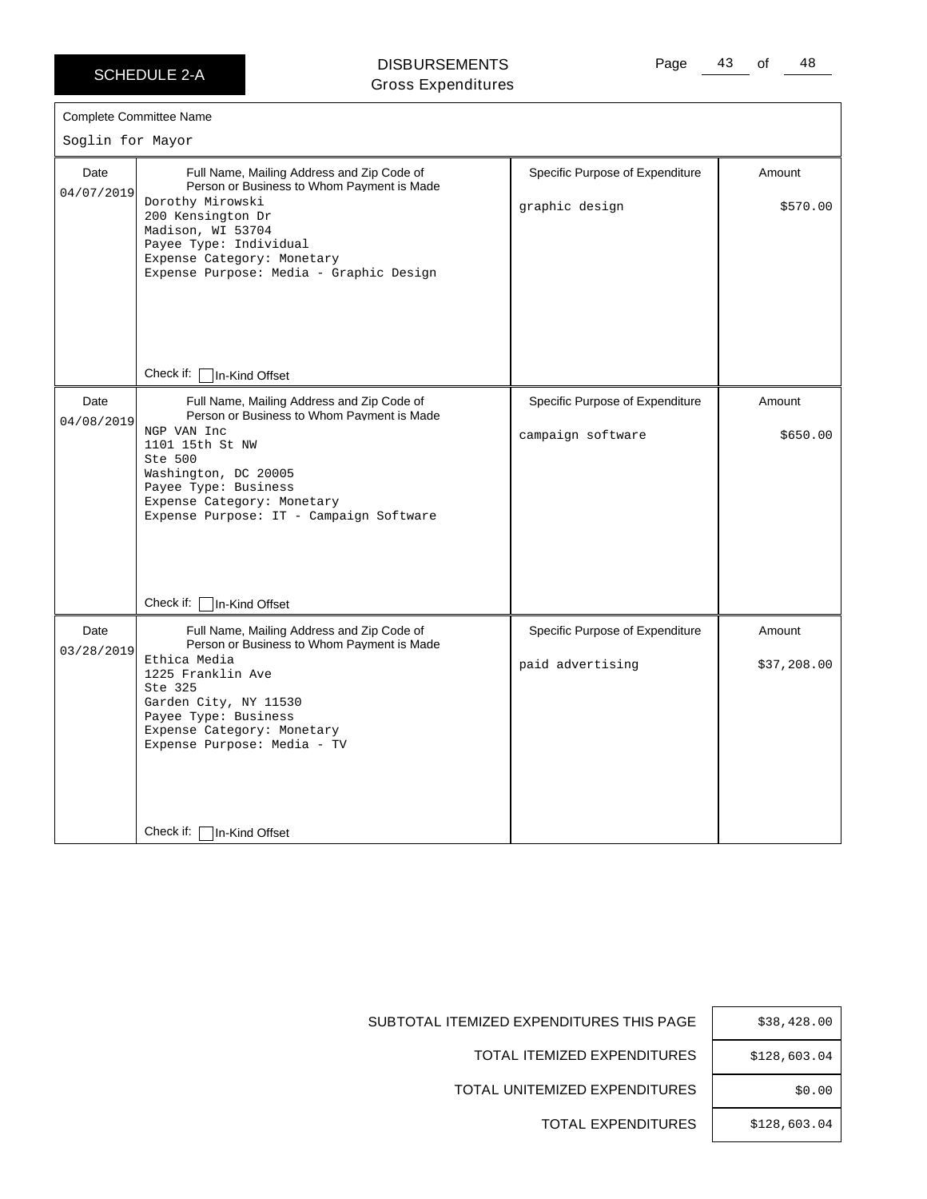**SCHEDULE 2-A**

# DISBURSEMENTS
## Gross Expenditures

**Complete Committee Name**

Soglin for Mayor

| Date | Full Name, Mailing Address and Zip Code of Person or Business to Whom Payment is Made | Specific Purpose of Expenditure | Amount |
|---|---|---|---|
| 04/07/2019 | Dorothy Mirowski<br>200 Kensington Dr<br>Madison, WI 53704<br>Payee Type: Individual<br>Expense Category: Monetary<br>Expense Purpose: Media - Graphic Design<br>Check if: ☐ In-Kind Offset | graphic design | $570.00 |
| 04/08/2019 | NGP VAN Inc<br>1101 15th St NW<br>Ste 500<br>Washington, DC 20005<br>Payee Type: Business<br>Expense Category: Monetary<br>Expense Purpose: IT - Campaign Software<br>Check if: ☐ In-Kind Offset | campaign software | $650.00 |
| 03/28/2019 | Ethica Media<br>1225 Franklin Ave<br>Ste 325<br>Garden City, NY 11530<br>Payee Type: Business<br>Expense Category: Monetary<br>Expense Purpose: Media - TV<br>Check if: ☐ In-Kind Offset | paid advertising | $37,208.00 |

| | |
|---|---|
| SUBTOTAL ITEMIZED EXPENDITURES THIS PAGE | $38,428.00 |
| TOTAL ITEMIZED EXPENDITURES | $128,603.04 |
| TOTAL UNITEMIZED EXPENDITURES | $0.00 |
| TOTAL EXPENDITURES | $128,603.04 |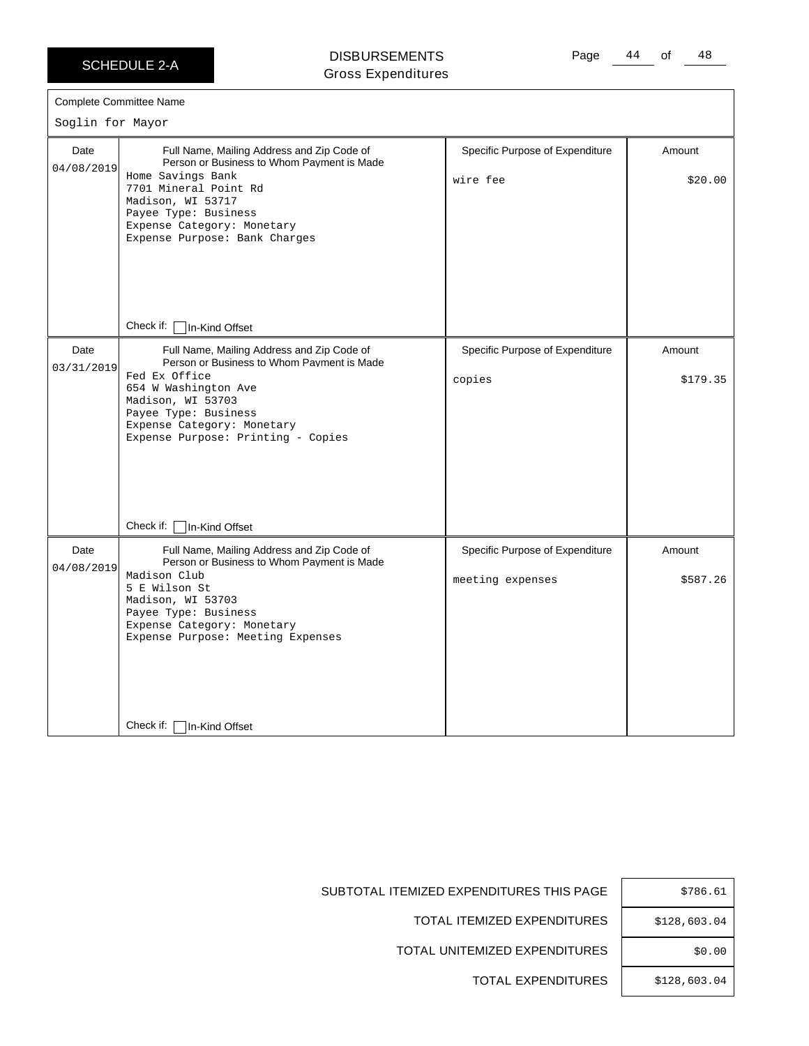**SCHEDULE 2-A**

**DISBURSEMENTS**
Gross Expenditures

Complete Committee Name

Soglin for Mayor

| Date | Full Name, Mailing Address and Zip Code of Person or Business to Whom Payment is Made | Specific Purpose of Expenditure | Amount |
|---|---|---|---|
| 04/08/2019 | Home Savings Bank<br>7701 Mineral Point Rd<br>Madison, WI 53717<br>Payee Type: Business<br>Expense Category: Monetary<br>Expense Purpose: Bank Charges<br><br>Check if: ☐ In-Kind Offset | wire fee | $20.00 |
| 03/31/2019 | Fed Ex Office<br>654 W Washington Ave<br>Madison, WI 53703<br>Payee Type: Business<br>Expense Category: Monetary<br>Expense Purpose: Printing - Copies<br><br>Check if: ☐ In-Kind Offset | copies | $179.35 |
| 04/08/2019 | Madison Club<br>5 E Wilson St<br>Madison, WI 53703<br>Payee Type: Business<br>Expense Category: Monetary<br>Expense Purpose: Meeting Expenses<br><br>Check if: ☐ In-Kind Offset | meeting expenses | $587.26 |

| | |
|---|---|
| SUBTOTAL ITEMIZED EXPENDITURES THIS PAGE | $786.61 |
| TOTAL ITEMIZED EXPENDITURES | $128,603.04 |
| TOTAL UNITEMIZED EXPENDITURES | $0.00 |
| TOTAL EXPENDITURES | $128,603.04 |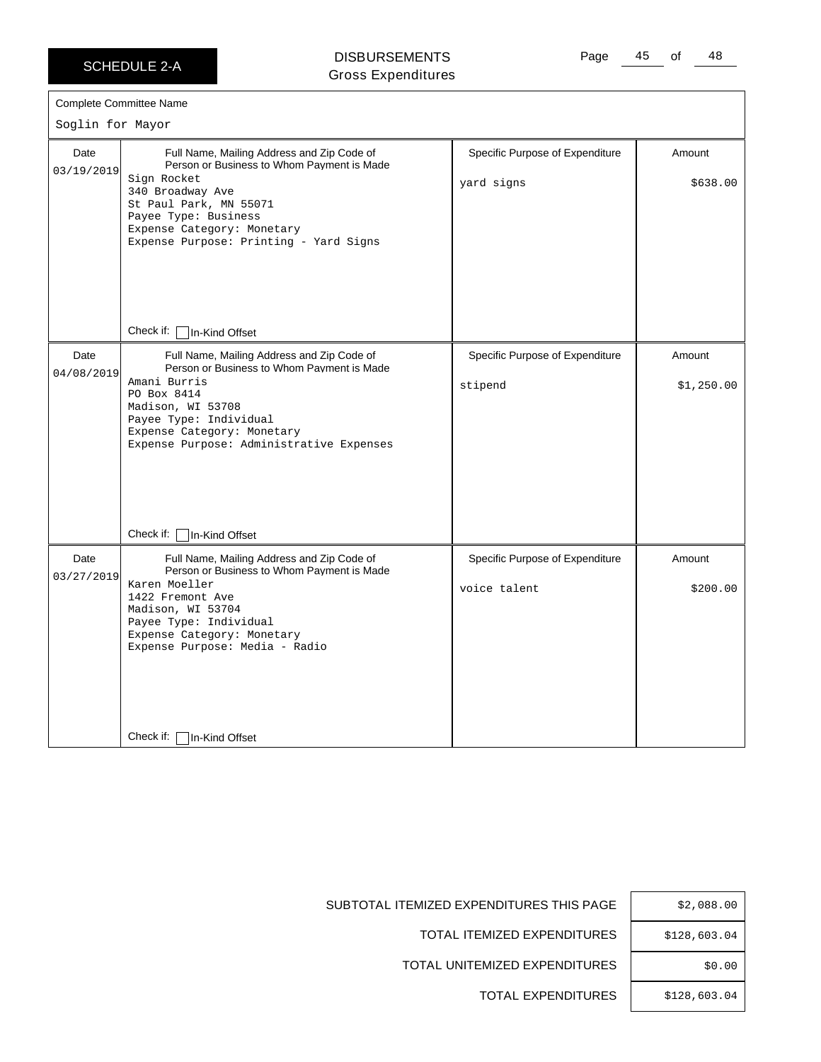SCHEDULE 2-A

# DISBURSEMENTS
Gross Expenditures

Complete Committee Name

Soglin for Mayor

| Date | Full Name, Mailing Address and Zip Code of Person or Business to Whom Payment is Made | Specific Purpose of Expenditure | Amount |
|---|---|---|---|
| 03/19/2019 | Sign Rocket<br>340 Broadway Ave<br>St Paul Park, MN 55071<br>Payee Type: Business<br>Expense Category: Monetary<br>Expense Purpose: Printing - Yard Signs<br><br>Check if: ☐ In-Kind Offset | yard signs | $638.00 |
| 04/08/2019 | Amani Burris<br>PO Box 8414<br>Madison, WI 53708<br>Payee Type: Individual<br>Expense Category: Monetary<br>Expense Purpose: Administrative Expenses<br><br>Check if: ☐ In-Kind Offset | stipend | $1,250.00 |
| 03/27/2019 | Karen Moeller<br>1422 Fremont Ave<br>Madison, WI 53704<br>Payee Type: Individual<br>Expense Category: Monetary<br>Expense Purpose: Media - Radio<br><br>Check if: ☐ In-Kind Offset | voice talent | $200.00 |

| | |
|---|---|
| SUBTOTAL ITEMIZED EXPENDITURES THIS PAGE | $2,088.00 |
| TOTAL ITEMIZED EXPENDITURES | $128,603.04 |
| TOTAL UNITEMIZED EXPENDITURES | $0.00 |
| TOTAL EXPENDITURES | $128,603.04 |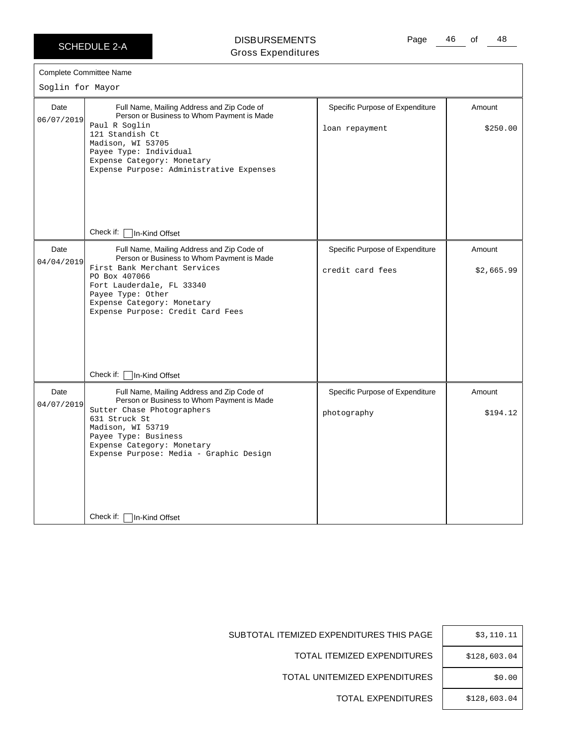SCHEDULE 2-A

# DISBURSEMENTS
Gross Expenditures

Complete Committee Name

Soglin for Mayor

| Date | Full Name, Mailing Address and Zip Code of Person or Business to Whom Payment is Made | Specific Purpose of Expenditure | Amount |
|---|---|---|---|
| 06/07/2019 | Paul R Soglin<br>121 Standish Ct<br>Madison, WI 53705<br>Payee Type: Individual<br>Expense Category: Monetary<br>Expense Purpose: Administrative Expenses<br><br>Check if: ☐ In-Kind Offset | loan repayment | $250.00 |
| 04/04/2019 | First Bank Merchant Services<br>PO Box 407066<br>Fort Lauderdale, FL 33340<br>Payee Type: Other<br>Expense Category: Monetary<br>Expense Purpose: Credit Card Fees<br><br>Check if: ☐ In-Kind Offset | credit card fees | $2,665.99 |
| 04/07/2019 | Sutter Chase Photographers<br>631 Struck St<br>Madison, WI 53719<br>Payee Type: Business<br>Expense Category: Monetary<br>Expense Purpose: Media - Graphic Design<br><br>Check if: ☐ In-Kind Offset | photography | $194.12 |

| | |
|---|---|
| SUBTOTAL ITEMIZED EXPENDITURES THIS PAGE | $3,110.11 |
| TOTAL ITEMIZED EXPENDITURES | $128,603.04 |
| TOTAL UNITEMIZED EXPENDITURES | $0.00 |
| TOTAL EXPENDITURES | $128,603.04 |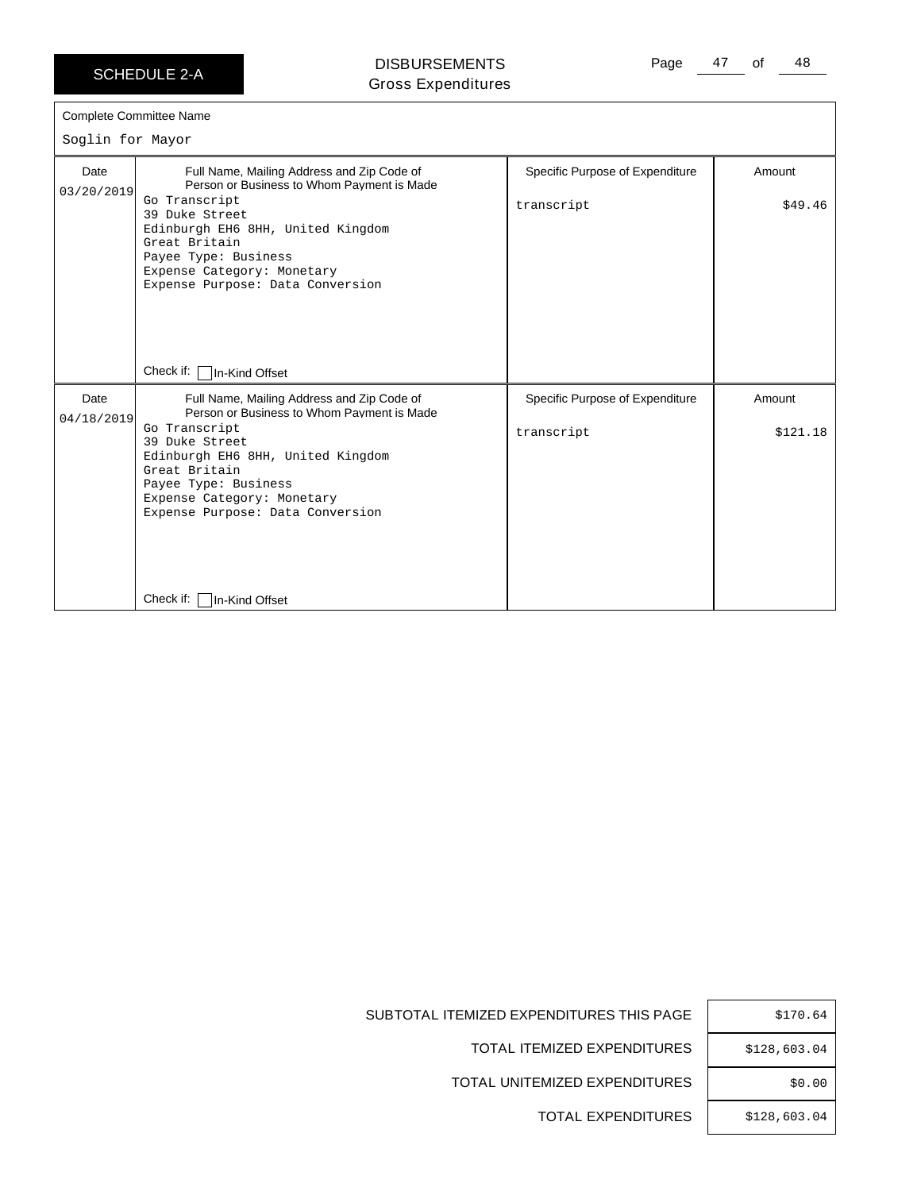SCHEDULE 2-A

# DISBURSEMENTS
Gross Expenditures

Complete Committee Name

Soglin for Mayor

| Date | Full Name, Mailing Address and Zip Code of Person or Business to Whom Payment is Made | Specific Purpose of Expenditure | Amount |
|---|---|---|---|
| 03/20/2019 | Go Transcript<br>39 Duke Street<br>Edinburgh EH6 8HH, United Kingdom<br>Great Britain<br>Payee Type: Business<br>Expense Category: Monetary<br>Expense Purpose: Data Conversion<br><br>Check if: ☐ In-Kind Offset | transcript | $49.46 |
| 04/18/2019 | Go Transcript<br>39 Duke Street<br>Edinburgh EH6 8HH, United Kingdom<br>Great Britain<br>Payee Type: Business<br>Expense Category: Monetary<br>Expense Purpose: Data Conversion<br><br>Check if: ☐ In-Kind Offset | transcript | $121.18 |

| | |
|---|---|
| SUBTOTAL ITEMIZED EXPENDITURES THIS PAGE | $170.64 |
| TOTAL ITEMIZED EXPENDITURES | $128,603.04 |
| TOTAL UNITEMIZED EXPENDITURES | $0.00 |
| TOTAL EXPENDITURES | $128,603.04 |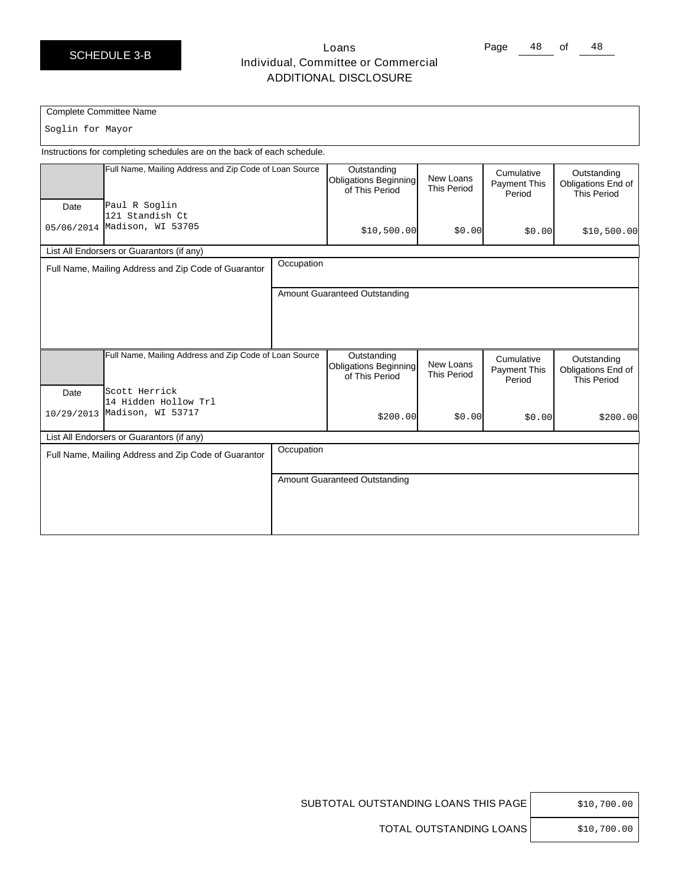SCHEDULE 3-B

# Loans
## Individual, Committee or Commercial
## ADDITIONAL DISCLOSURE

Complete Committee Name

Soglin for Mayor

Instructions for completing schedules are on the back of each schedule.

| Date | Full Name, Mailing Address and Zip Code of Loan Source | Outstanding Obligations Beginning of This Period | New Loans This Period | Cumulative Payment This Period | Outstanding Obligations End of This Period |
|---|---|---|---|---|---|
| 05/06/2014 | Paul R Soglin<br>121 Standish Ct<br>Madison, WI 53705 | $10,500.00 | $0.00 | $0.00 | $10,500.00 |

List All Endorsers or Guarantors (if any)

| Full Name, Mailing Address and Zip Code of Guarantor | Occupation | Amount Guaranteed Outstanding |
|---|---|---|
| | | |

| Date | Full Name, Mailing Address and Zip Code of Loan Source | Outstanding Obligations Beginning of This Period | New Loans This Period | Cumulative Payment This Period | Outstanding Obligations End of This Period |
|---|---|---|---|---|---|
| 10/29/2013 | Scott Herrick<br>14 Hidden Hollow Trl<br>Madison, WI 53717 | $200.00 | $0.00 | $0.00 | $200.00 |

List All Endorsers or Guarantors (if any)

| Full Name, Mailing Address and Zip Code of Guarantor | Occupation | Amount Guaranteed Outstanding |
|---|---|---|
| | | |

| | |
|---|---|
| SUBTOTAL OUTSTANDING LOANS THIS PAGE | $10,700.00 |
| TOTAL OUTSTANDING LOANS | $10,700.00 |